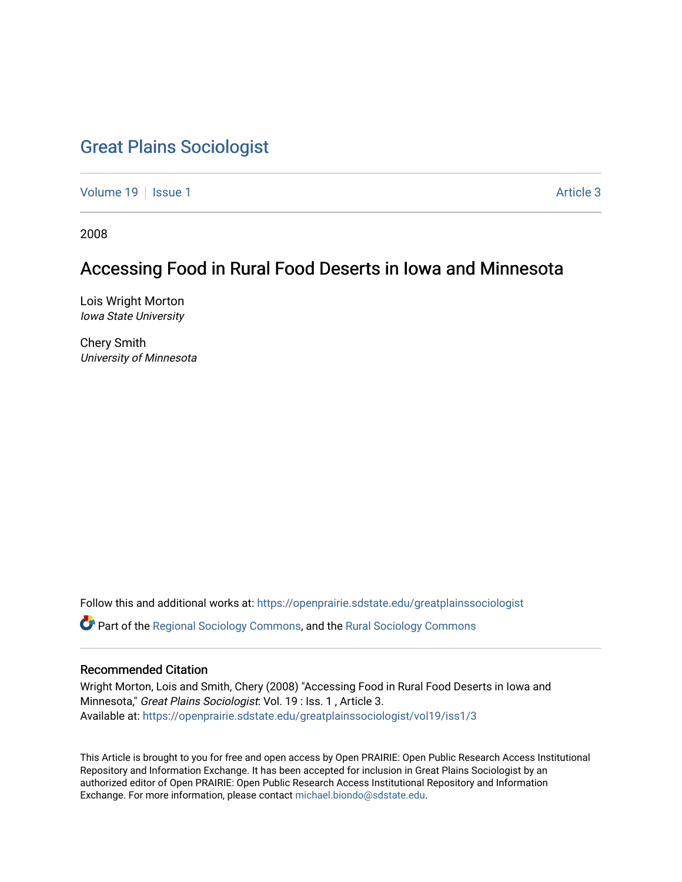# Great Plains Sociologist

Volume 19 | Issue 1 | Article 3

2008

## Accessing Food in Rural Food Deserts in Iowa and Minnesota

Lois Wright Morton
*Iowa State University*

Chery Smith
*University of Minnesota*

Follow this and additional works at: https://openprairie.sdstate.edu/greatplainssociologist

Part of the Regional Sociology Commons, and the Rural Sociology Commons

### Recommended Citation

Wright Morton, Lois and Smith, Chery (2008) "Accessing Food in Rural Food Deserts in Iowa and Minnesota," *Great Plains Sociologist*: Vol. 19 : Iss. 1 , Article 3.
Available at: https://openprairie.sdstate.edu/greatplainssociologist/vol19/iss1/3

This Article is brought to you for free and open access by Open PRAIRIE: Open Public Research Access Institutional Repository and Information Exchange. It has been accepted for inclusion in Great Plains Sociologist by an authorized editor of Open PRAIRIE: Open Public Research Access Institutional Repository and Information Exchange. For more information, please contact michael.biondo@sdstate.edu.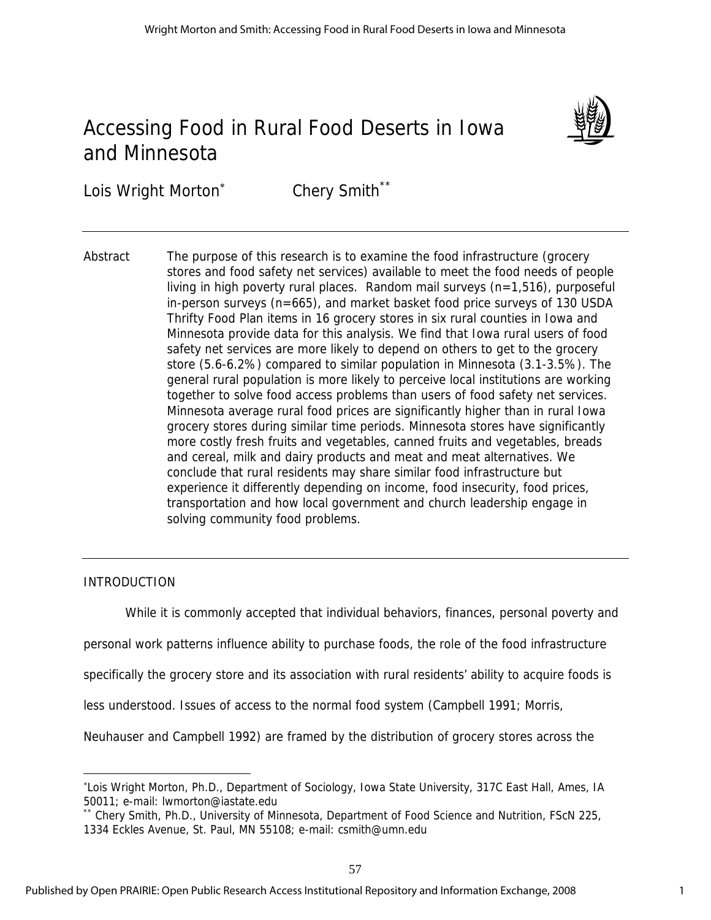# Accessing Food in Rural Food Deserts in Iowa and Minnesota

Lois Wright Morton[*] Chery Smith[**]

Abstract The purpose of this research is to examine the food infrastructure (grocery stores and food safety net services) available to meet the food needs of people living in high poverty rural places. Random mail surveys (n=1,516), purposeful in-person surveys (n=665), and market basket food price surveys of 130 USDA Thrifty Food Plan items in 16 grocery stores in six rural counties in Iowa and Minnesota provide data for this analysis. We find that Iowa rural users of food safety net services are more likely to depend on others to get to the grocery store (5.6-6.2%) compared to similar population in Minnesota (3.1-3.5%). The general rural population is more likely to perceive local institutions are working together to solve food access problems than users of food safety net services. Minnesota average rural food prices are significantly higher than in rural Iowa grocery stores during similar time periods. Minnesota stores have significantly more costly fresh fruits and vegetables, canned fruits and vegetables, breads and cereal, milk and dairy products and meat and meat alternatives. We conclude that rural residents may share similar food infrastructure but experience it differently depending on income, food insecurity, food prices, transportation and how local government and church leadership engage in solving community food problems.

## INTRODUCTION

While it is commonly accepted that individual behaviors, finances, personal poverty and personal work patterns influence ability to purchase foods, the role of the food infrastructure specifically the grocery store and its association with rural residents' ability to acquire foods is less understood. Issues of access to the normal food system (Campbell 1991; Morris, Neuhauser and Campbell 1992) are framed by the distribution of grocery stores across the

---

[*] Lois Wright Morton, Ph.D., Department of Sociology, Iowa State University, 317C East Hall, Ames, IA 50011; e-mail: lwmorton@iastate.edu

[**] Chery Smith, Ph.D., University of Minnesota, Department of Food Science and Nutrition, FScN 225, 1334 Eckles Avenue, St. Paul, MN 55108; e-mail: csmith@umn.edu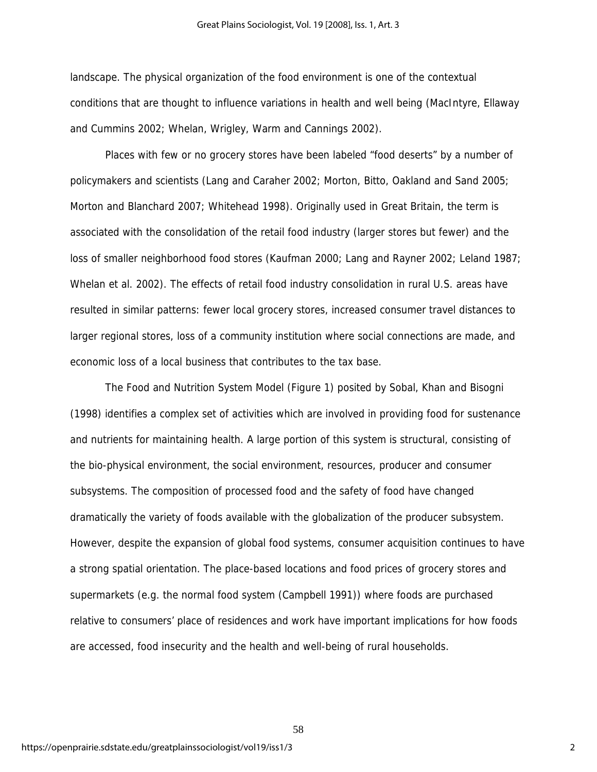landscape. The physical organization of the food environment is one of the contextual conditions that are thought to influence variations in health and well being (MacIntyre, Ellaway and Cummins 2002; Whelan, Wrigley, Warm and Cannings 2002).

Places with few or no grocery stores have been labeled "food deserts" by a number of policymakers and scientists (Lang and Caraher 2002; Morton, Bitto, Oakland and Sand 2005; Morton and Blanchard 2007; Whitehead 1998). Originally used in Great Britain, the term is associated with the consolidation of the retail food industry (larger stores but fewer) and the loss of smaller neighborhood food stores (Kaufman 2000; Lang and Rayner 2002; Leland 1987; Whelan et al. 2002). The effects of retail food industry consolidation in rural U.S. areas have resulted in similar patterns: fewer local grocery stores, increased consumer travel distances to larger regional stores, loss of a community institution where social connections are made, and economic loss of a local business that contributes to the tax base.

The Food and Nutrition System Model (Figure 1) posited by Sobal, Khan and Bisogni (1998) identifies a complex set of activities which are involved in providing food for sustenance and nutrients for maintaining health. A large portion of this system is structural, consisting of the bio-physical environment, the social environment, resources, producer and consumer subsystems. The composition of processed food and the safety of food have changed dramatically the variety of foods available with the globalization of the producer subsystem. However, despite the expansion of global food systems, consumer acquisition continues to have a strong spatial orientation. The place-based locations and food prices of grocery stores and supermarkets (e.g. the normal food system (Campbell 1991)) where foods are purchased relative to consumers' place of residences and work have important implications for how foods are accessed, food insecurity and the health and well-being of rural households.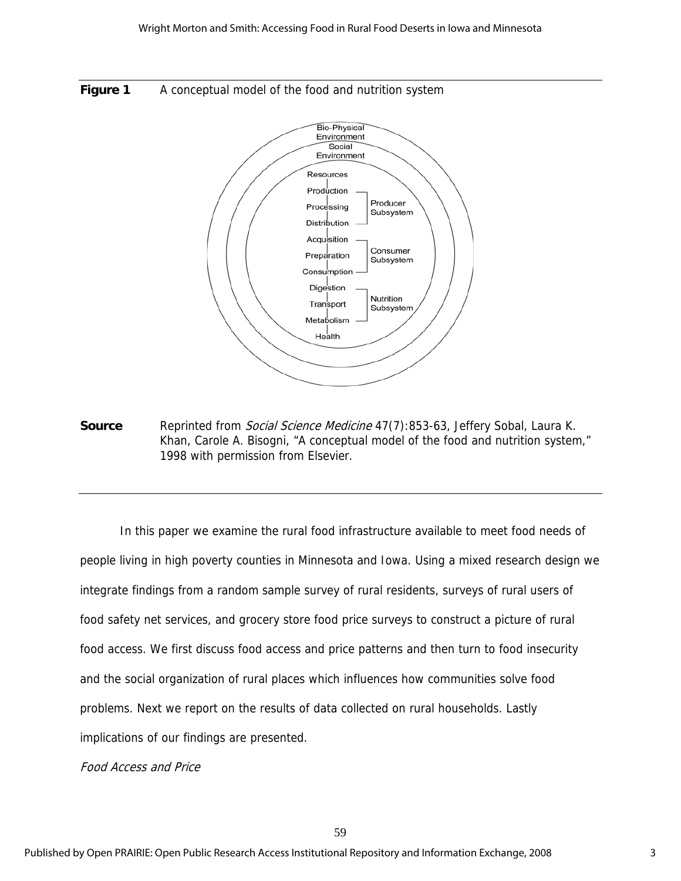**Figure 1** A conceptual model of the food and nutrition system

Bio-Physical Environment
Social Environment

Resources
Production
Processing
Distribution
Acquisition
Preparation
Consumption
Digestion
Transport
Metabolism
Health

Producer Subsystem
Consumer Subsystem
Nutrition Subsystem

**Source** Reprinted from *Social Science Medicine* 47(7):853-63, Jeffery Sobal, Laura K. Khan, Carole A. Bisogni, "A conceptual model of the food and nutrition system," 1998 with permission from Elsevier.

In this paper we examine the rural food infrastructure available to meet food needs of people living in high poverty counties in Minnesota and Iowa. Using a mixed research design we integrate findings from a random sample survey of rural residents, surveys of rural users of food safety net services, and grocery store food price surveys to construct a picture of rural food access. We first discuss food access and price patterns and then turn to food insecurity and the social organization of rural places which influences how communities solve food problems. Next we report on the results of data collected on rural households. Lastly implications of our findings are presented.

*Food Access and Price*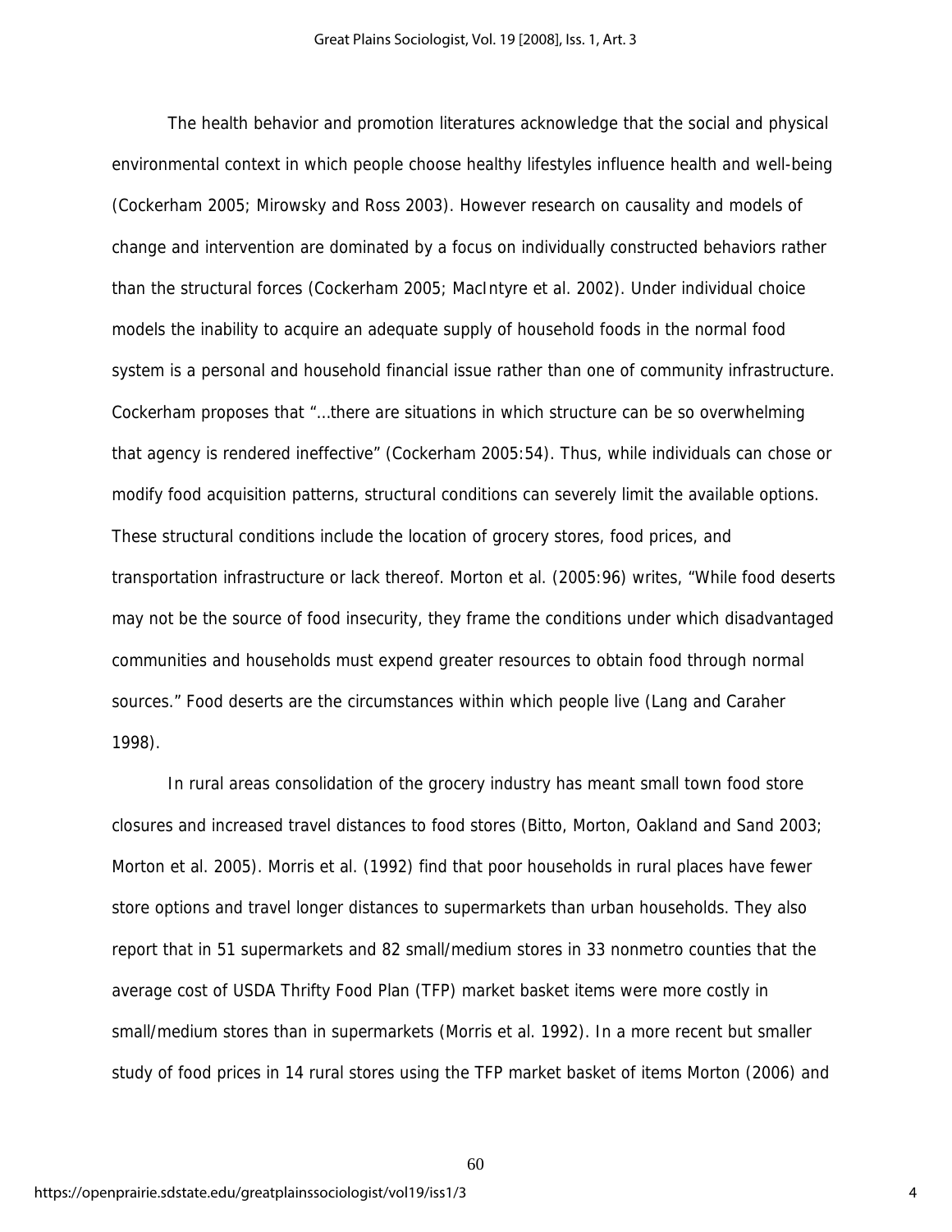The health behavior and promotion literatures acknowledge that the social and physical environmental context in which people choose healthy lifestyles influence health and well-being (Cockerham 2005; Mirowsky and Ross 2003). However research on causality and models of change and intervention are dominated by a focus on individually constructed behaviors rather than the structural forces (Cockerham 2005; MacIntyre et al. 2002). Under individual choice models the inability to acquire an adequate supply of household foods in the normal food system is a personal and household financial issue rather than one of community infrastructure. Cockerham proposes that "…there are situations in which structure can be so overwhelming that agency is rendered ineffective" (Cockerham 2005:54). Thus, while individuals can chose or modify food acquisition patterns, structural conditions can severely limit the available options. These structural conditions include the location of grocery stores, food prices, and transportation infrastructure or lack thereof. Morton et al. (2005:96) writes, "While food deserts may not be the source of food insecurity, they frame the conditions under which disadvantaged communities and households must expend greater resources to obtain food through normal sources." Food deserts are the circumstances within which people live (Lang and Caraher 1998).

In rural areas consolidation of the grocery industry has meant small town food store closures and increased travel distances to food stores (Bitto, Morton, Oakland and Sand 2003; Morton et al. 2005). Morris et al. (1992) find that poor households in rural places have fewer store options and travel longer distances to supermarkets than urban households. They also report that in 51 supermarkets and 82 small/medium stores in 33 nonmetro counties that the average cost of USDA Thrifty Food Plan (TFP) market basket items were more costly in small/medium stores than in supermarkets (Morris et al. 1992). In a more recent but smaller study of food prices in 14 rural stores using the TFP market basket of items Morton (2006) and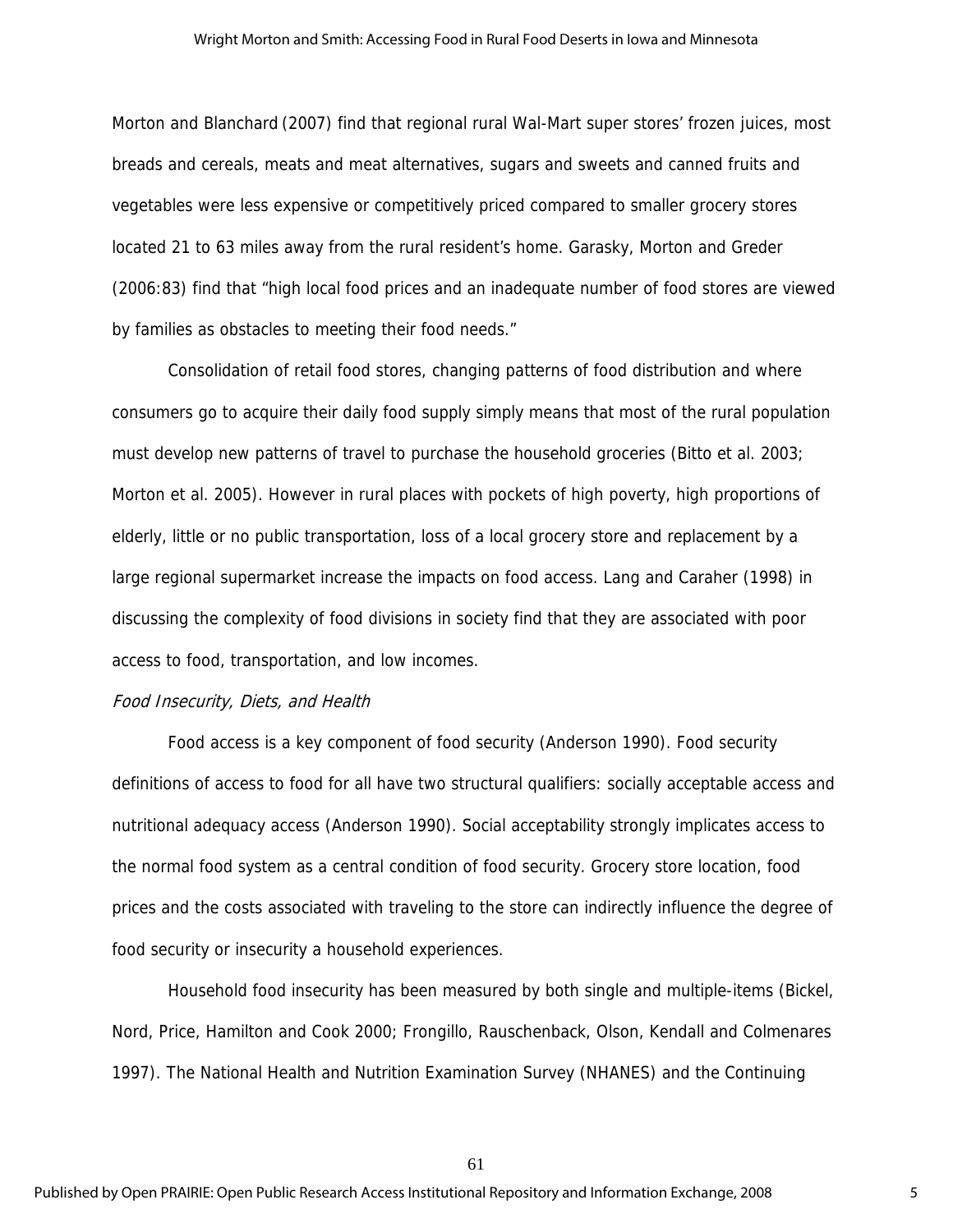Morton and Blanchard (2007) find that regional rural Wal-Mart super stores' frozen juices, most breads and cereals, meats and meat alternatives, sugars and sweets and canned fruits and vegetables were less expensive or competitively priced compared to smaller grocery stores located 21 to 63 miles away from the rural resident's home. Garasky, Morton and Greder (2006:83) find that "high local food prices and an inadequate number of food stores are viewed by families as obstacles to meeting their food needs."

Consolidation of retail food stores, changing patterns of food distribution and where consumers go to acquire their daily food supply simply means that most of the rural population must develop new patterns of travel to purchase the household groceries (Bitto et al. 2003; Morton et al. 2005). However in rural places with pockets of high poverty, high proportions of elderly, little or no public transportation, loss of a local grocery store and replacement by a large regional supermarket increase the impacts on food access. Lang and Caraher (1998) in discussing the complexity of food divisions in society find that they are associated with poor access to food, transportation, and low incomes.

*Food Insecurity, Diets, and Health*

Food access is a key component of food security (Anderson 1990). Food security definitions of access to food for all have two structural qualifiers: socially acceptable access and nutritional adequacy access (Anderson 1990). Social acceptability strongly implicates access to the normal food system as a central condition of food security. Grocery store location, food prices and the costs associated with traveling to the store can indirectly influence the degree of food security or insecurity a household experiences.

Household food insecurity has been measured by both single and multiple-items (Bickel, Nord, Price, Hamilton and Cook 2000; Frongillo, Rauschenback, Olson, Kendall and Colmenares 1997). The National Health and Nutrition Examination Survey (NHANES) and the Continuing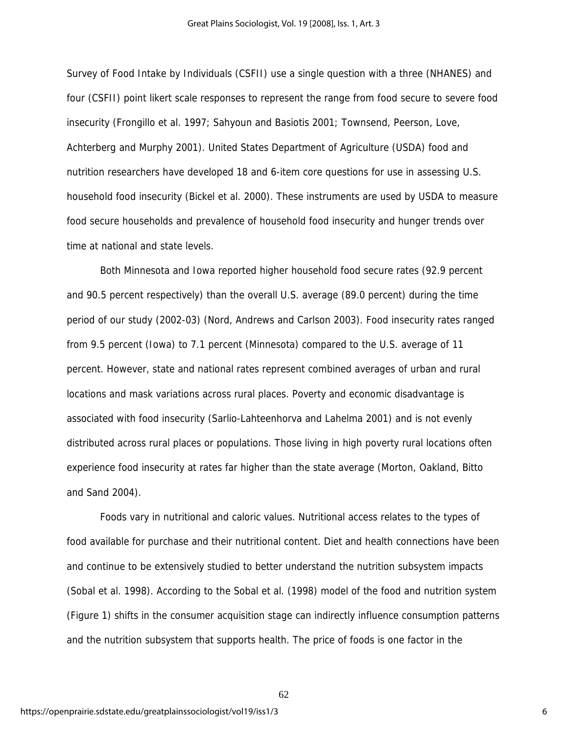Survey of Food Intake by Individuals (CSFII) use a single question with a three (NHANES) and four (CSFII) point likert scale responses to represent the range from food secure to severe food insecurity (Frongillo et al. 1997; Sahyoun and Basiotis 2001; Townsend, Peerson, Love, Achterberg and Murphy 2001). United States Department of Agriculture (USDA) food and nutrition researchers have developed 18 and 6-item core questions for use in assessing U.S. household food insecurity (Bickel et al. 2000). These instruments are used by USDA to measure food secure households and prevalence of household food insecurity and hunger trends over time at national and state levels.

Both Minnesota and Iowa reported higher household food secure rates (92.9 percent and 90.5 percent respectively) than the overall U.S. average (89.0 percent) during the time period of our study (2002-03) (Nord, Andrews and Carlson 2003). Food insecurity rates ranged from 9.5 percent (Iowa) to 7.1 percent (Minnesota) compared to the U.S. average of 11 percent. However, state and national rates represent combined averages of urban and rural locations and mask variations across rural places. Poverty and economic disadvantage is associated with food insecurity (Sarlio-Lahteenhorva and Lahelma 2001) and is not evenly distributed across rural places or populations. Those living in high poverty rural locations often experience food insecurity at rates far higher than the state average (Morton, Oakland, Bitto and Sand 2004).

Foods vary in nutritional and caloric values. Nutritional access relates to the types of food available for purchase and their nutritional content. Diet and health connections have been and continue to be extensively studied to better understand the nutrition subsystem impacts (Sobal et al. 1998). According to the Sobal et al. (1998) model of the food and nutrition system (Figure 1) shifts in the consumer acquisition stage can indirectly influence consumption patterns and the nutrition subsystem that supports health. The price of foods is one factor in the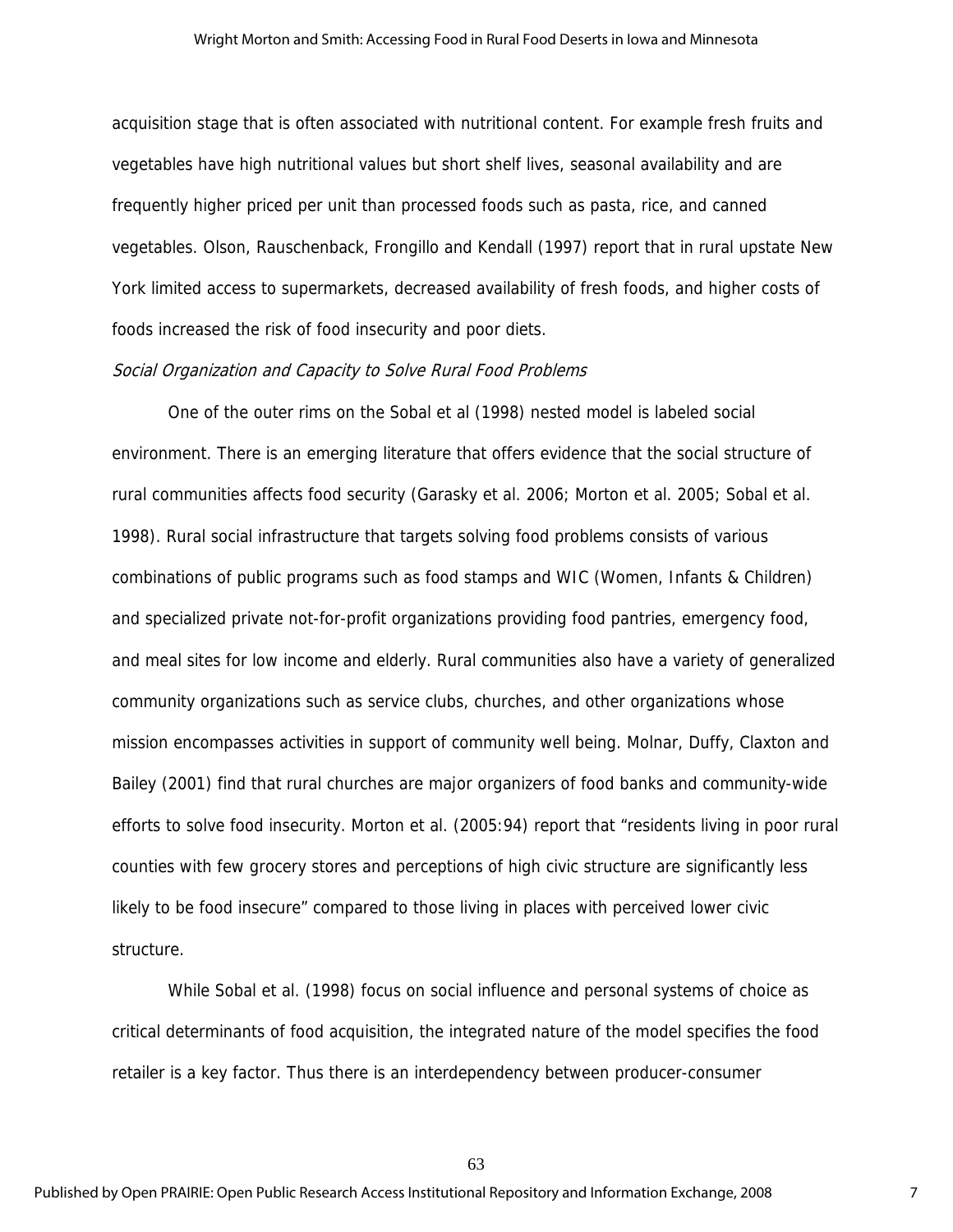acquisition stage that is often associated with nutritional content. For example fresh fruits and vegetables have high nutritional values but short shelf lives, seasonal availability and are frequently higher priced per unit than processed foods such as pasta, rice, and canned vegetables. Olson, Rauschenback, Frongillo and Kendall (1997) report that in rural upstate New York limited access to supermarkets, decreased availability of fresh foods, and higher costs of foods increased the risk of food insecurity and poor diets.

*Social Organization and Capacity to Solve Rural Food Problems*

One of the outer rims on the Sobal et al (1998) nested model is labeled social environment. There is an emerging literature that offers evidence that the social structure of rural communities affects food security (Garasky et al. 2006; Morton et al. 2005; Sobal et al. 1998). Rural social infrastructure that targets solving food problems consists of various combinations of public programs such as food stamps and WIC (Women, Infants & Children) and specialized private not-for-profit organizations providing food pantries, emergency food, and meal sites for low income and elderly. Rural communities also have a variety of generalized community organizations such as service clubs, churches, and other organizations whose mission encompasses activities in support of community well being. Molnar, Duffy, Claxton and Bailey (2001) find that rural churches are major organizers of food banks and community-wide efforts to solve food insecurity. Morton et al. (2005:94) report that "residents living in poor rural counties with few grocery stores and perceptions of high civic structure are significantly less likely to be food insecure" compared to those living in places with perceived lower civic structure.

While Sobal et al. (1998) focus on social influence and personal systems of choice as critical determinants of food acquisition, the integrated nature of the model specifies the food retailer is a key factor. Thus there is an interdependency between producer-consumer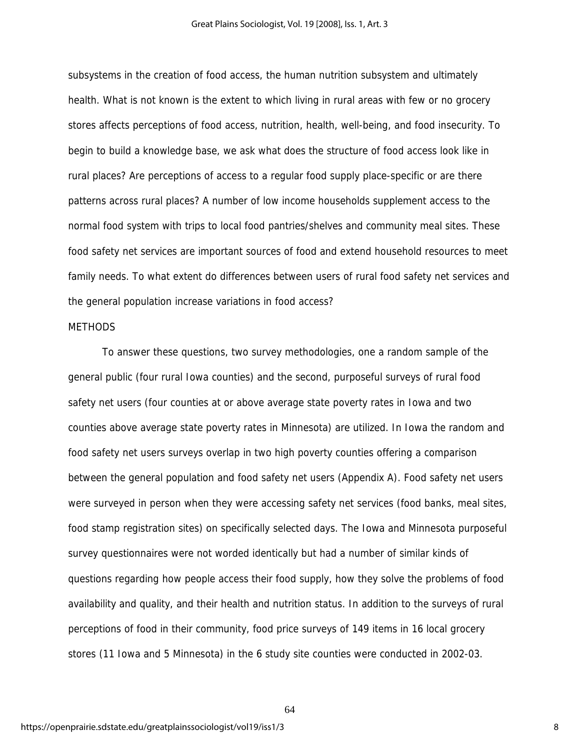subsystems in the creation of food access, the human nutrition subsystem and ultimately health. What is not known is the extent to which living in rural areas with few or no grocery stores affects perceptions of food access, nutrition, health, well-being, and food insecurity. To begin to build a knowledge base, we ask what does the structure of food access look like in rural places? Are perceptions of access to a regular food supply place-specific or are there patterns across rural places? A number of low income households supplement access to the normal food system with trips to local food pantries/shelves and community meal sites. These food safety net services are important sources of food and extend household resources to meet family needs. To what extent do differences between users of rural food safety net services and the general population increase variations in food access?

## METHODS

To answer these questions, two survey methodologies, one a random sample of the general public (four rural Iowa counties) and the second, purposeful surveys of rural food safety net users (four counties at or above average state poverty rates in Iowa and two counties above average state poverty rates in Minnesota) are utilized. In Iowa the random and food safety net users surveys overlap in two high poverty counties offering a comparison between the general population and food safety net users (Appendix A). Food safety net users were surveyed in person when they were accessing safety net services (food banks, meal sites, food stamp registration sites) on specifically selected days. The Iowa and Minnesota purposeful survey questionnaires were not worded identically but had a number of similar kinds of questions regarding how people access their food supply, how they solve the problems of food availability and quality, and their health and nutrition status. In addition to the surveys of rural perceptions of food in their community, food price surveys of 149 items in 16 local grocery stores (11 Iowa and 5 Minnesota) in the 6 study site counties were conducted in 2002-03.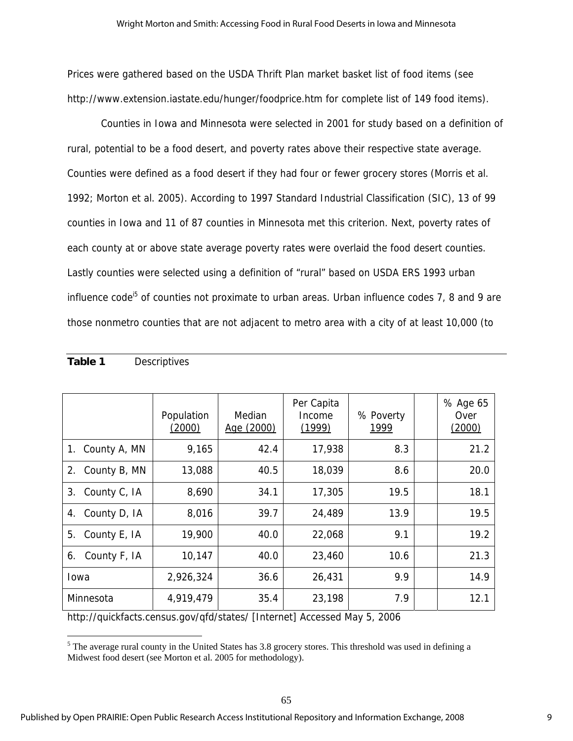Prices were gathered based on the USDA Thrift Plan market basket list of food items (see http://www.extension.iastate.edu/hunger/foodprice.htm for complete list of 149 food items).

Counties in Iowa and Minnesota were selected in 2001 for study based on a definition of rural, potential to be a food desert, and poverty rates above their respective state average. Counties were defined as a food desert if they had four or fewer grocery stores (Morris et al. 1992; Morton et al. 2005). According to 1997 Standard Industrial Classification (SIC), 13 of 99 counties in Iowa and 11 of 87 counties in Minnesota met this criterion. Next, poverty rates of each county at or above state average poverty rates were overlaid the food desert counties. Lastly counties were selected using a definition of "rural" based on USDA ERS 1993 urban influence code[i5] of counties not proximate to urban areas. Urban influence codes 7, 8 and 9 are those nonmetro counties that are not adjacent to metro area with a city of at least 10,000 (to

**Table 1** Descriptives

| | Population (2000) | Median Age (2000) | Per Capita Income (1999) | % Poverty 1999 | | % Age 65 Over (2000) |
|---|---|---|---|---|---|---|
| 1. County A, MN | 9,165 | 42.4 | 17,938 | 8.3 | | 21.2 |
| 2. County B, MN | 13,088 | 40.5 | 18,039 | 8.6 | | 20.0 |
| 3. County C, IA | 8,690 | 34.1 | 17,305 | 19.5 | | 18.1 |
| 4. County D, IA | 8,016 | 39.7 | 24,489 | 13.9 | | 19.5 |
| 5. County E, IA | 19,900 | 40.0 | 22,068 | 9.1 | | 19.2 |
| 6. County F, IA | 10,147 | 40.0 | 23,460 | 10.6 | | 21.3 |
| Iowa | 2,926,324 | 36.6 | 26,431 | 9.9 | | 14.9 |
| Minnesota | 4,919,479 | 35.4 | 23,198 | 7.9 | | 12.1 |

http://quickfacts.census.gov/qfd/states/ [Internet] Accessed May 5, 2006

[5] The average rural county in the United States has 3.8 grocery stores. This threshold was used in defining a Midwest food desert (see Morton et al. 2005 for methodology).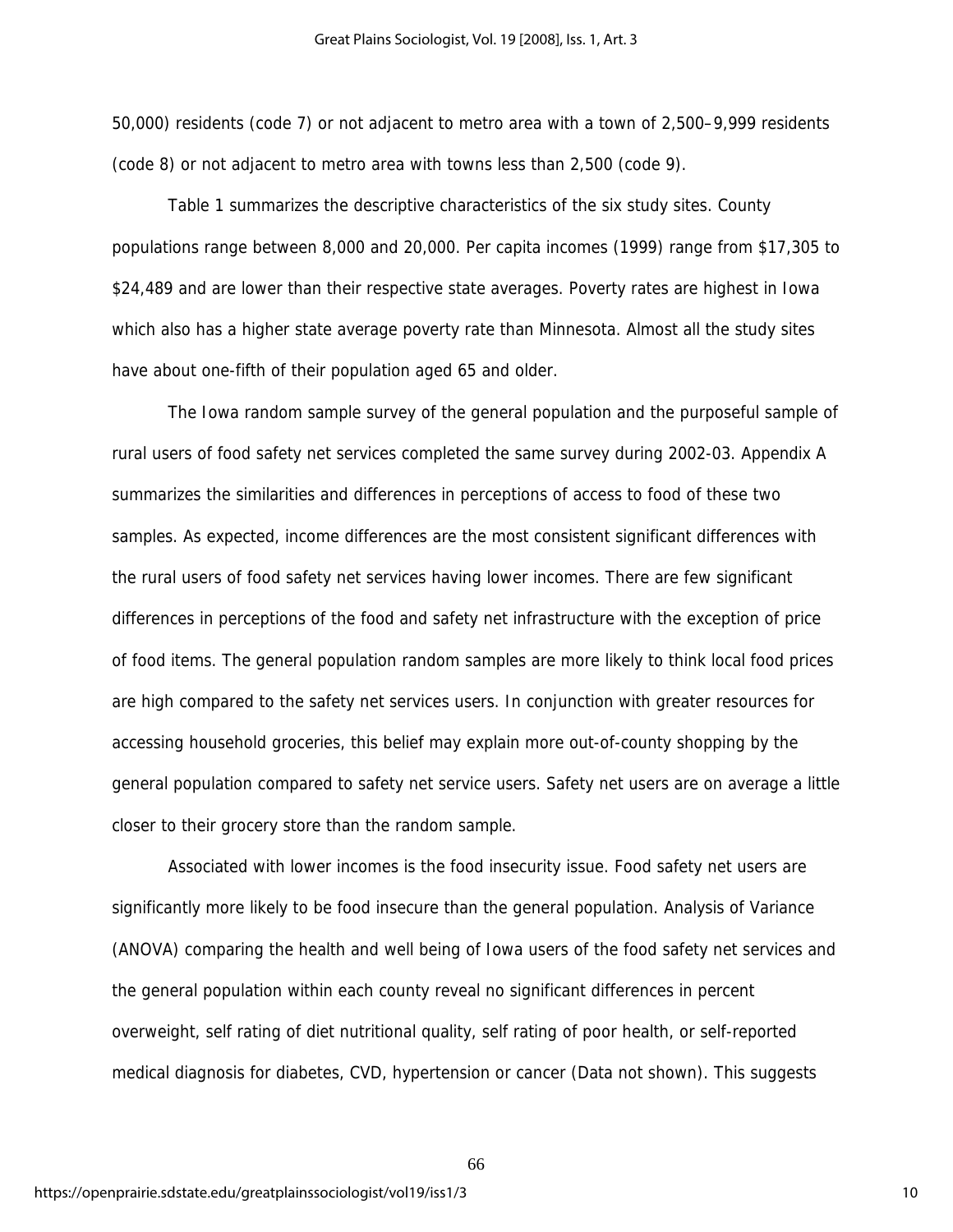50,000) residents (code 7) or not adjacent to metro area with a town of 2,500–9,999 residents (code 8) or not adjacent to metro area with towns less than 2,500 (code 9).

Table 1 summarizes the descriptive characteristics of the six study sites. County populations range between 8,000 and 20,000. Per capita incomes (1999) range from $17,305 to $24,489 and are lower than their respective state averages. Poverty rates are highest in Iowa which also has a higher state average poverty rate than Minnesota. Almost all the study sites have about one-fifth of their population aged 65 and older.

The Iowa random sample survey of the general population and the purposeful sample of rural users of food safety net services completed the same survey during 2002-03. Appendix A summarizes the similarities and differences in perceptions of access to food of these two samples. As expected, income differences are the most consistent significant differences with the rural users of food safety net services having lower incomes. There are few significant differences in perceptions of the food and safety net infrastructure with the exception of price of food items. The general population random samples are more likely to think local food prices are high compared to the safety net services users. In conjunction with greater resources for accessing household groceries, this belief may explain more out-of-county shopping by the general population compared to safety net service users. Safety net users are on average a little closer to their grocery store than the random sample.

Associated with lower incomes is the food insecurity issue. Food safety net users are significantly more likely to be food insecure than the general population. Analysis of Variance (ANOVA) comparing the health and well being of Iowa users of the food safety net services and the general population within each county reveal no significant differences in percent overweight, self rating of diet nutritional quality, self rating of poor health, or self-reported medical diagnosis for diabetes, CVD, hypertension or cancer (Data not shown). This suggests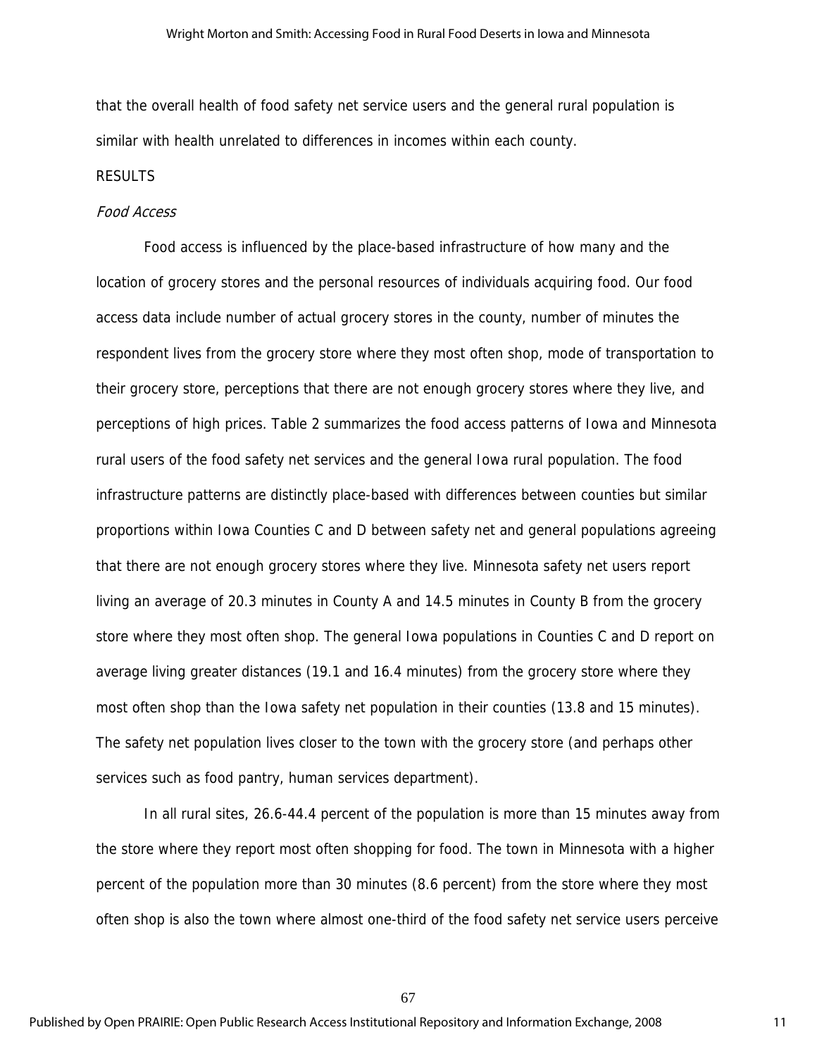that the overall health of food safety net service users and the general rural population is similar with health unrelated to differences in incomes within each county.

## RESULTS

### *Food Access*

Food access is influenced by the place-based infrastructure of how many and the location of grocery stores and the personal resources of individuals acquiring food. Our food access data include number of actual grocery stores in the county, number of minutes the respondent lives from the grocery store where they most often shop, mode of transportation to their grocery store, perceptions that there are not enough grocery stores where they live, and perceptions of high prices. Table 2 summarizes the food access patterns of Iowa and Minnesota rural users of the food safety net services and the general Iowa rural population. The food infrastructure patterns are distinctly place-based with differences between counties but similar proportions within Iowa Counties C and D between safety net and general populations agreeing that there are not enough grocery stores where they live. Minnesota safety net users report living an average of 20.3 minutes in County A and 14.5 minutes in County B from the grocery store where they most often shop. The general Iowa populations in Counties C and D report on average living greater distances (19.1 and 16.4 minutes) from the grocery store where they most often shop than the Iowa safety net population in their counties (13.8 and 15 minutes). The safety net population lives closer to the town with the grocery store (and perhaps other services such as food pantry, human services department).

In all rural sites, 26.6-44.4 percent of the population is more than 15 minutes away from the store where they report most often shopping for food. The town in Minnesota with a higher percent of the population more than 30 minutes (8.6 percent) from the store where they most often shop is also the town where almost one-third of the food safety net service users perceive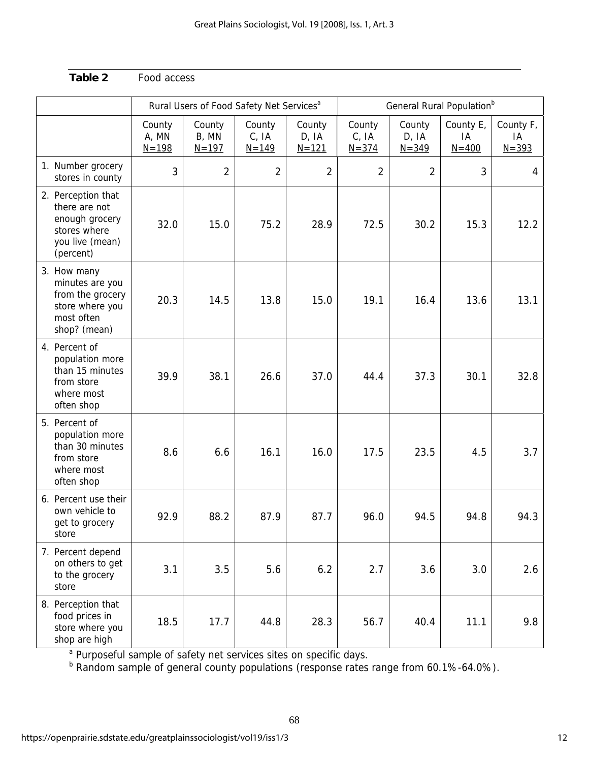**Table 2** Food access

| | Rural Users of Food Safety Net Services[a] | | | | General Rural Population[b] | | | |
|---|---|---|---|---|---|---|---|---|
| | County A, MN N=198 | County B, MN N=197 | County C, IA N=149 | County D, IA N=121 | County C, IA N=374 | County D, IA N=349 | County E, IA N=400 | County F, IA N=393 |
| 1. Number grocery stores in county | 3 | 2 | 2 | 2 | 2 | 2 | 3 | 4 |
| 2. Perception that there are not enough grocery stores where you live (mean) (percent) | 32.0 | 15.0 | 75.2 | 28.9 | 72.5 | 30.2 | 15.3 | 12.2 |
| 3. How many minutes are you from the grocery store where you most often shop? (mean) | 20.3 | 14.5 | 13.8 | 15.0 | 19.1 | 16.4 | 13.6 | 13.1 |
| 4. Percent of population more than 15 minutes from store where most often shop | 39.9 | 38.1 | 26.6 | 37.0 | 44.4 | 37.3 | 30.1 | 32.8 |
| 5. Percent of population more than 30 minutes from store where most often shop | 8.6 | 6.6 | 16.1 | 16.0 | 17.5 | 23.5 | 4.5 | 3.7 |
| 6. Percent use their own vehicle to get to grocery store | 92.9 | 88.2 | 87.9 | 87.7 | 96.0 | 94.5 | 94.8 | 94.3 |
| 7. Percent depend on others to get to the grocery store | 3.1 | 3.5 | 5.6 | 6.2 | 2.7 | 3.6 | 3.0 | 2.6 |
| 8. Perception that food prices in store where you shop are high | 18.5 | 17.7 | 44.8 | 28.3 | 56.7 | 40.4 | 11.1 | 9.8 |

[a] Purposeful sample of safety net services sites on specific days.
[b] Random sample of general county populations (response rates range from 60.1%-64.0%).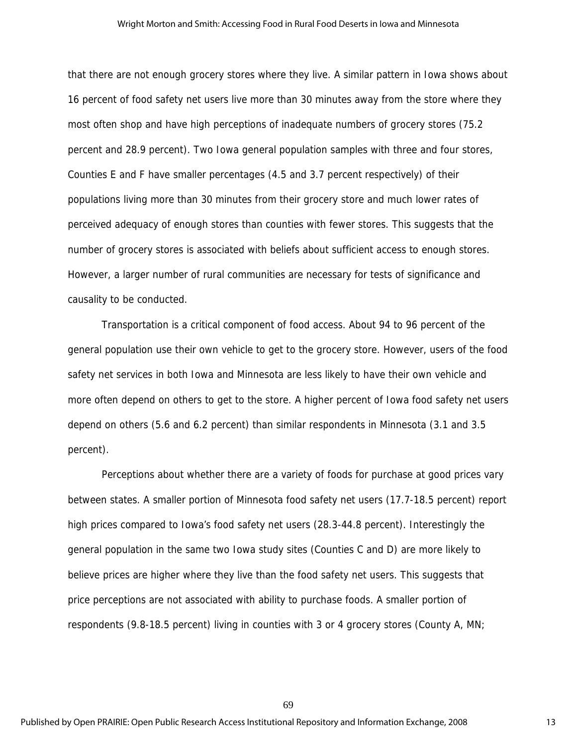that there are not enough grocery stores where they live. A similar pattern in Iowa shows about 16 percent of food safety net users live more than 30 minutes away from the store where they most often shop and have high perceptions of inadequate numbers of grocery stores (75.2 percent and 28.9 percent). Two Iowa general population samples with three and four stores, Counties E and F have smaller percentages (4.5 and 3.7 percent respectively) of their populations living more than 30 minutes from their grocery store and much lower rates of perceived adequacy of enough stores than counties with fewer stores. This suggests that the number of grocery stores is associated with beliefs about sufficient access to enough stores. However, a larger number of rural communities are necessary for tests of significance and causality to be conducted.

Transportation is a critical component of food access. About 94 to 96 percent of the general population use their own vehicle to get to the grocery store. However, users of the food safety net services in both Iowa and Minnesota are less likely to have their own vehicle and more often depend on others to get to the store. A higher percent of Iowa food safety net users depend on others (5.6 and 6.2 percent) than similar respondents in Minnesota (3.1 and 3.5 percent).

Perceptions about whether there are a variety of foods for purchase at good prices vary between states. A smaller portion of Minnesota food safety net users (17.7-18.5 percent) report high prices compared to Iowa's food safety net users (28.3-44.8 percent). Interestingly the general population in the same two Iowa study sites (Counties C and D) are more likely to believe prices are higher where they live than the food safety net users. This suggests that price perceptions are not associated with ability to purchase foods. A smaller portion of respondents (9.8-18.5 percent) living in counties with 3 or 4 grocery stores (County A, MN;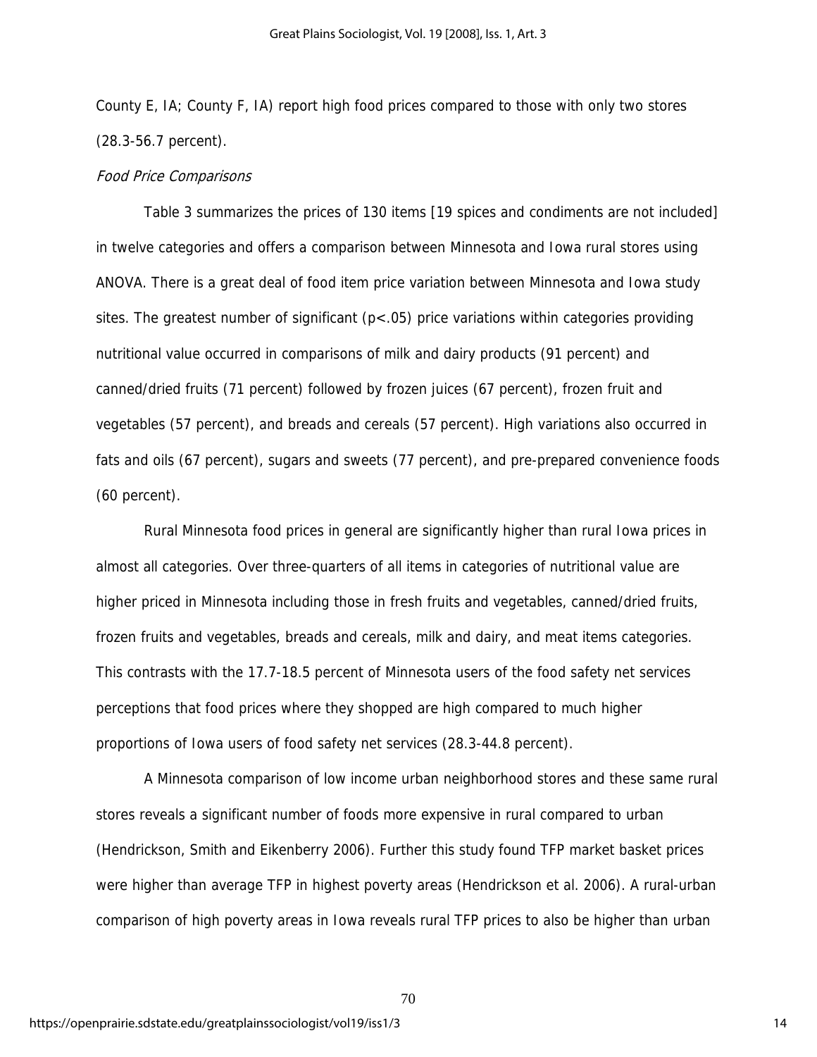County E, IA; County F, IA) report high food prices compared to those with only two stores (28.3-56.7 percent).

*Food Price Comparisons*

Table 3 summarizes the prices of 130 items [19 spices and condiments are not included] in twelve categories and offers a comparison between Minnesota and Iowa rural stores using ANOVA. There is a great deal of food item price variation between Minnesota and Iowa study sites. The greatest number of significant ($p<.05$) price variations within categories providing nutritional value occurred in comparisons of milk and dairy products (91 percent) and canned/dried fruits (71 percent) followed by frozen juices (67 percent), frozen fruit and vegetables (57 percent), and breads and cereals (57 percent). High variations also occurred in fats and oils (67 percent), sugars and sweets (77 percent), and pre-prepared convenience foods (60 percent).

Rural Minnesota food prices in general are significantly higher than rural Iowa prices in almost all categories. Over three-quarters of all items in categories of nutritional value are higher priced in Minnesota including those in fresh fruits and vegetables, canned/dried fruits, frozen fruits and vegetables, breads and cereals, milk and dairy, and meat items categories. This contrasts with the 17.7-18.5 percent of Minnesota users of the food safety net services perceptions that food prices where they shopped are high compared to much higher proportions of Iowa users of food safety net services (28.3-44.8 percent).

A Minnesota comparison of low income urban neighborhood stores and these same rural stores reveals a significant number of foods more expensive in rural compared to urban (Hendrickson, Smith and Eikenberry 2006). Further this study found TFP market basket prices were higher than average TFP in highest poverty areas (Hendrickson et al. 2006). A rural-urban comparison of high poverty areas in Iowa reveals rural TFP prices to also be higher than urban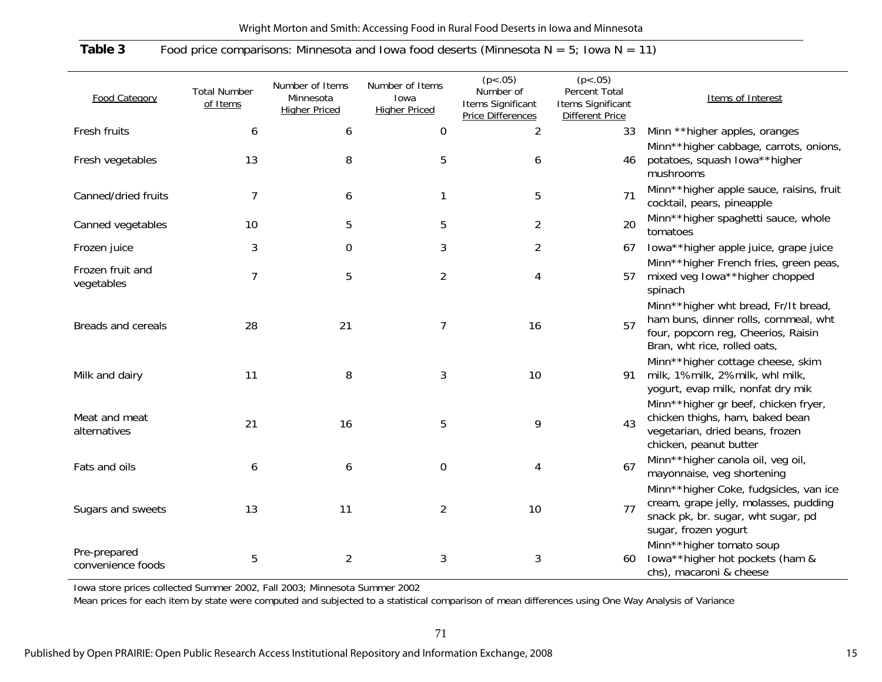**Table 3** Food price comparisons: Minnesota and Iowa food deserts (Minnesota N = 5; Iowa N = 11)

| Food Category | Total Number of Items | Number of Items Minnesota Higher Priced | Number of Items Iowa Higher Priced | (p<.05) Number of Items Significant Price Differences | (p<.05) Percent Total Items Significant Different Price | Items of Interest |
|---|---|---|---|---|---|---|
| Fresh fruits | 6 | 6 | 0 | 2 | 33 | Minn **higher apples, oranges |
| Fresh vegetables | 13 | 8 | 5 | 6 | 46 | Minn**higher cabbage, carrots, onions, potatoes, squash Iowa**higher mushrooms |
| Canned/dried fruits | 7 | 6 | 1 | 5 | 71 | Minn**higher apple sauce, raisins, fruit cocktail, pears, pineapple |
| Canned vegetables | 10 | 5 | 5 | 2 | 20 | Minn**higher spaghetti sauce, whole tomatoes |
| Frozen juice | 3 | 0 | 3 | 2 | 67 | Iowa**higher apple juice, grape juice |
| Frozen fruit and vegetables | 7 | 5 | 2 | 4 | 57 | Minn**higher French fries, green peas, mixed veg Iowa**higher chopped spinach |
| Breads and cereals | 28 | 21 | 7 | 16 | 57 | Minn**higher wht bread, Fr/It bread, ham buns, dinner rolls, cornmeal, wht four, popcorn reg, Cheerios, Raisin Bran, wht rice, rolled oats, |
| Milk and dairy | 11 | 8 | 3 | 10 | 91 | Minn**higher cottage cheese, skim milk, 1%milk, 2%milk, whl milk, yogurt, evap milk, nonfat dry mik |
| Meat and meat alternatives | 21 | 16 | 5 | 9 | 43 | Minn**higher gr beef, chicken fryer, chicken thighs, ham, baked bean vegetarian, dried beans, frozen chicken, peanut butter |
| Fats and oils | 6 | 6 | 0 | 4 | 67 | Minn**higher canola oil, veg oil, mayonnaise, veg shortening |
| Sugars and sweets | 13 | 11 | 2 | 10 | 77 | Minn**higher Coke, fudgsicles, van ice cream, grape jelly, molasses, pudding snack pk, br. sugar, wht sugar, pd sugar, frozen yogurt |
| Pre-prepared convenience foods | 5 | 2 | 3 | 3 | 60 | Minn**higher tomato soup Iowa**higher hot pockets (ham & chs), macaroni & cheese |

Iowa store prices collected Summer 2002, Fall 2003; Minnesota Summer 2002

Mean prices for each item by state were computed and subjected to a statistical comparison of mean differences using One Way Analysis of Variance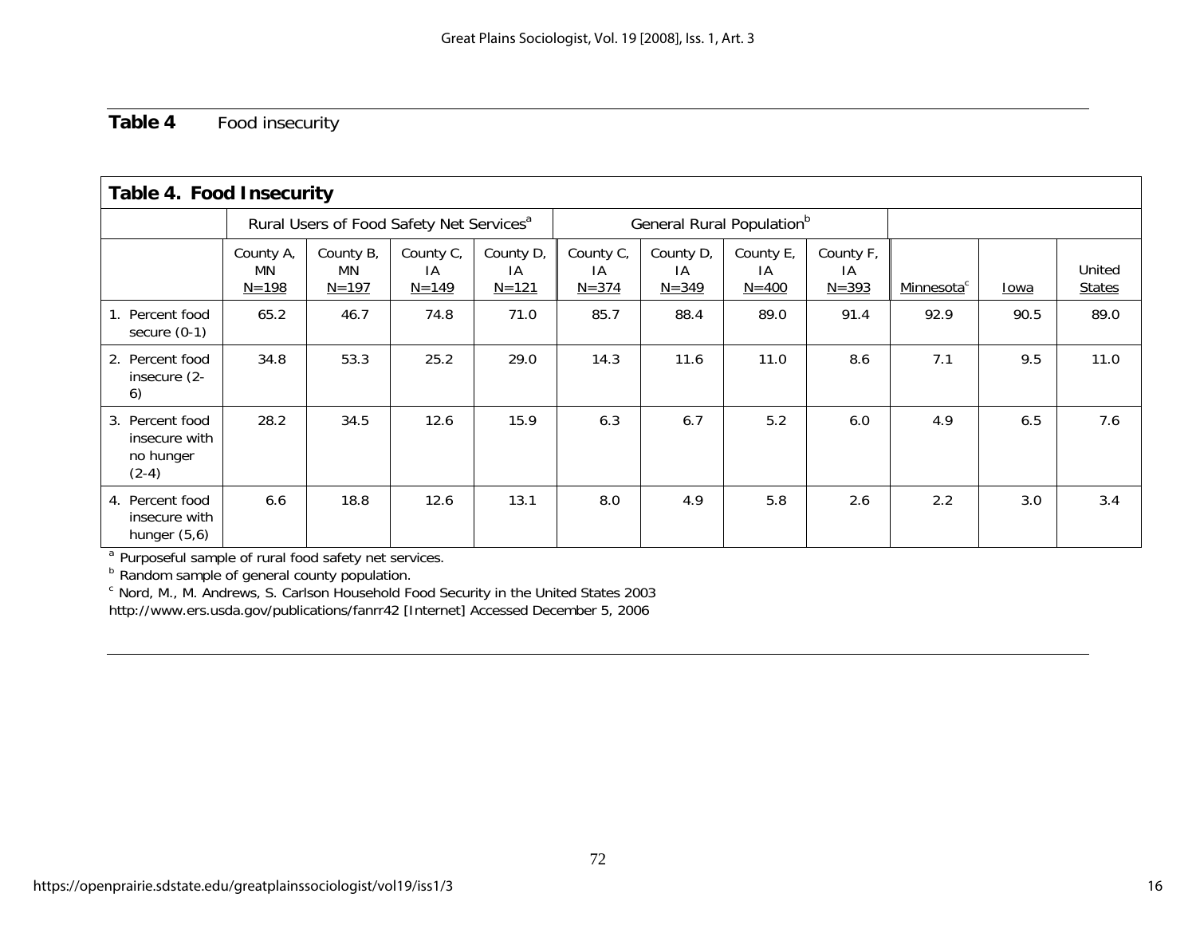**Table 4** Food insecurity

| Table 4. Food Insecurity | | | | | | | | | | | |
|---|---|---|---|---|---|---|---|---|---|---|---|
| | Rural Users of Food Safety Net Services[a] | | | | General Rural Population[b] | | | | | | |
| | County A, MN N=198 | County B, MN N=197 | County C, IA N=149 | County D, IA N=121 | County C, IA N=374 | County D, IA N=349 | County E, IA N=400 | County F, IA N=393 | Minnesota[c] | Iowa | United States |
| 1. Percent food secure (0-1) | 65.2 | 46.7 | 74.8 | 71.0 | 85.7 | 88.4 | 89.0 | 91.4 | 92.9 | 90.5 | 89.0 |
| 2. Percent food insecure (2-6) | 34.8 | 53.3 | 25.2 | 29.0 | 14.3 | 11.6 | 11.0 | 8.6 | 7.1 | 9.5 | 11.0 |
| 3. Percent food insecure with no hunger (2-4) | 28.2 | 34.5 | 12.6 | 15.9 | 6.3 | 6.7 | 5.2 | 6.0 | 4.9 | 6.5 | 7.6 |
| 4. Percent food insecure with hunger (5,6) | 6.6 | 18.8 | 12.6 | 13.1 | 8.0 | 4.9 | 5.8 | 2.6 | 2.2 | 3.0 | 3.4 |

[a] Purposeful sample of rural food safety net services.
[b] Random sample of general county population.
[c] Nord, M., M. Andrews, S. Carlson Household Food Security in the United States 2003
http://www.ers.usda.gov/publications/fanrr42 [Internet] Accessed December 5, 2006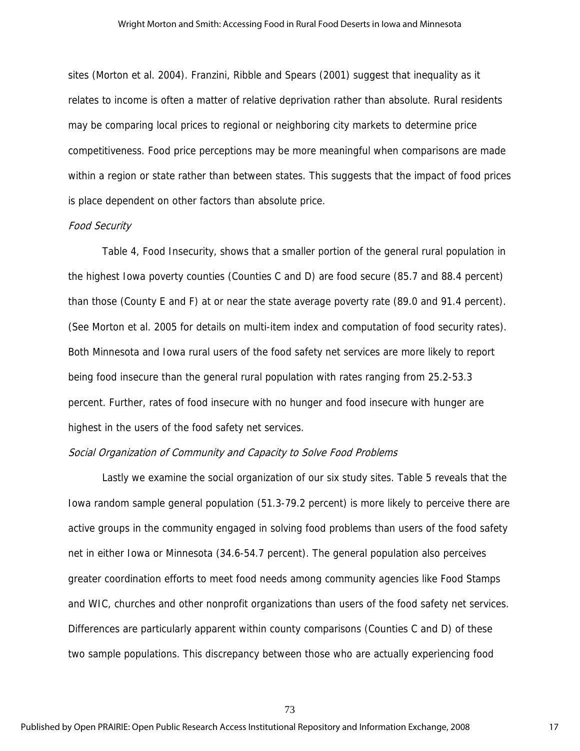sites (Morton et al. 2004). Franzini, Ribble and Spears (2001) suggest that inequality as it relates to income is often a matter of relative deprivation rather than absolute. Rural residents may be comparing local prices to regional or neighboring city markets to determine price competitiveness. Food price perceptions may be more meaningful when comparisons are made within a region or state rather than between states. This suggests that the impact of food prices is place dependent on other factors than absolute price.

*Food Security*

Table 4, Food Insecurity, shows that a smaller portion of the general rural population in the highest Iowa poverty counties (Counties C and D) are food secure (85.7 and 88.4 percent) than those (County E and F) at or near the state average poverty rate (89.0 and 91.4 percent). (See Morton et al. 2005 for details on multi-item index and computation of food security rates). Both Minnesota and Iowa rural users of the food safety net services are more likely to report being food insecure than the general rural population with rates ranging from 25.2-53.3 percent. Further, rates of food insecure with no hunger and food insecure with hunger are highest in the users of the food safety net services.

*Social Organization of Community and Capacity to Solve Food Problems*

Lastly we examine the social organization of our six study sites. Table 5 reveals that the Iowa random sample general population (51.3-79.2 percent) is more likely to perceive there are active groups in the community engaged in solving food problems than users of the food safety net in either Iowa or Minnesota (34.6-54.7 percent). The general population also perceives greater coordination efforts to meet food needs among community agencies like Food Stamps and WIC, churches and other nonprofit organizations than users of the food safety net services. Differences are particularly apparent within county comparisons (Counties C and D) of these two sample populations. This discrepancy between those who are actually experiencing food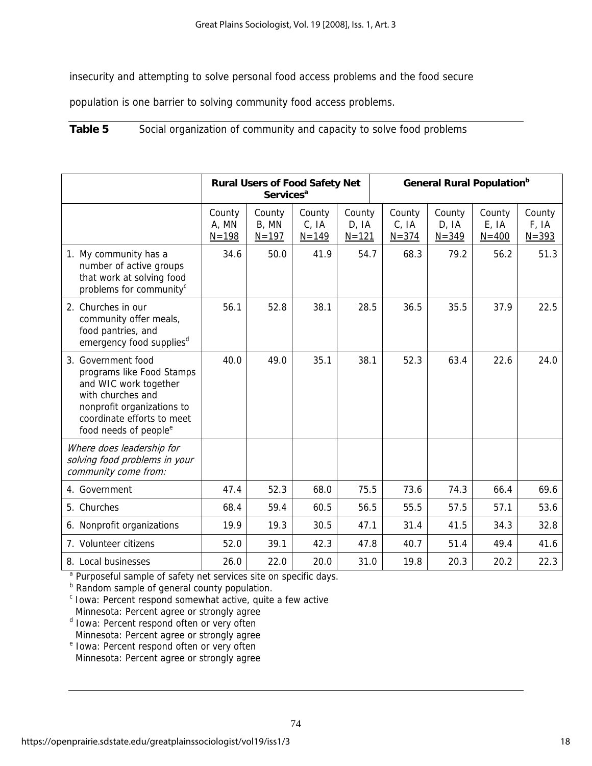insecurity and attempting to solve personal food access problems and the food secure population is one barrier to solving community food access problems.

**Table 5** Social organization of community and capacity to solve food problems

| | Rural Users of Food Safety Net Services[a] | | | | General Rural Population[b] | | | |
|---|---|---|---|---|---|---|---|---|
| | County A, MN N=198 | County B, MN N=197 | County C, IA N=149 | County D, IA N=121 | County C, IA N=374 | County D, IA N=349 | County E, IA N=400 | County F, IA N=393 |
| 1. My community has a number of active groups that work at solving food problems for community[c] | 34.6 | 50.0 | 41.9 | 54.7 | 68.3 | 79.2 | 56.2 | 51.3 |
| 2. Churches in our community offer meals, food pantries, and emergency food supplies[d] | 56.1 | 52.8 | 38.1 | 28.5 | 36.5 | 35.5 | 37.9 | 22.5 |
| 3. Government food programs like Food Stamps and WIC work together with churches and nonprofit organizations to coordinate efforts to meet food needs of people[e] | 40.0 | 49.0 | 35.1 | 38.1 | 52.3 | 63.4 | 22.6 | 24.0 |
| *Where does leadership for solving food problems in your community come from:* | | | | | | | | |
| 4. Government | 47.4 | 52.3 | 68.0 | 75.5 | 73.6 | 74.3 | 66.4 | 69.6 |
| 5. Churches | 68.4 | 59.4 | 60.5 | 56.5 | 55.5 | 57.5 | 57.1 | 53.6 |
| 6. Nonprofit organizations | 19.9 | 19.3 | 30.5 | 47.1 | 31.4 | 41.5 | 34.3 | 32.8 |
| 7. Volunteer citizens | 52.0 | 39.1 | 42.3 | 47.8 | 40.7 | 51.4 | 49.4 | 41.6 |
| 8. Local businesses | 26.0 | 22.0 | 20.0 | 31.0 | 19.8 | 20.3 | 20.2 | 22.3 |

[a] Purposeful sample of safety net services site on specific days.
[b] Random sample of general county population.
[c] Iowa: Percent respond somewhat active, quite a few active
Minnesota: Percent agree or strongly agree
[d] Iowa: Percent respond often or very often
Minnesota: Percent agree or strongly agree
[e] Iowa: Percent respond often or very often
Minnesota: Percent agree or strongly agree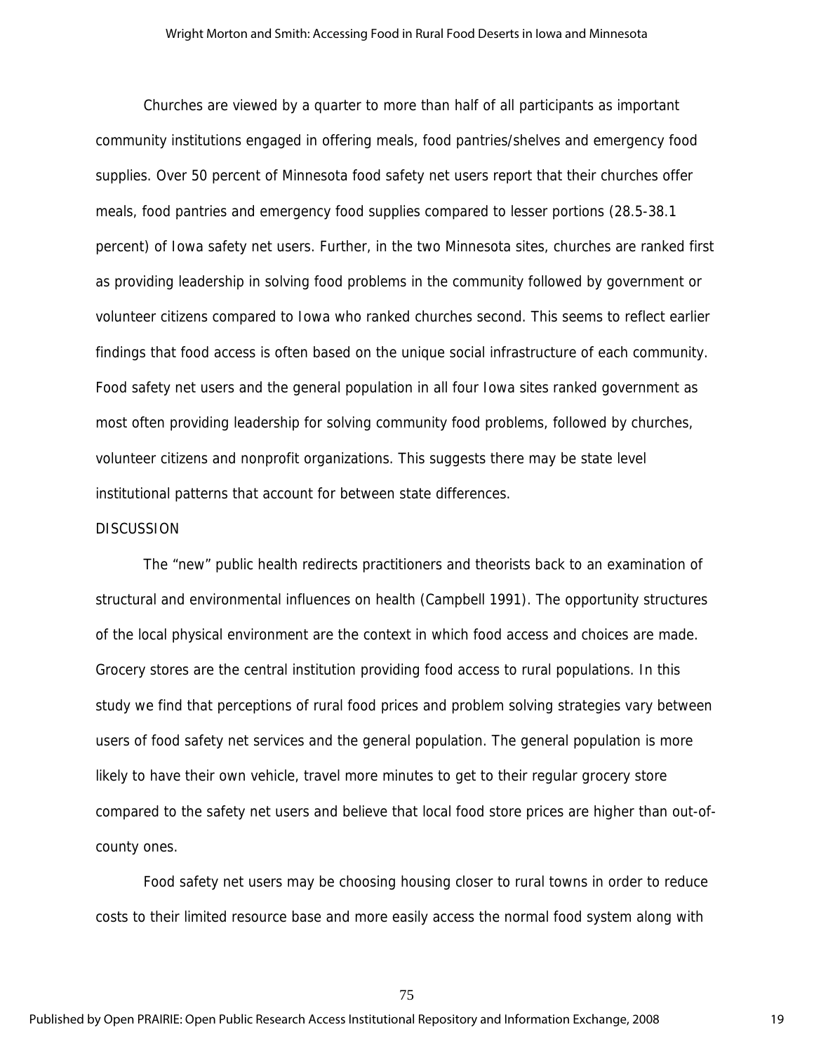Churches are viewed by a quarter to more than half of all participants as important community institutions engaged in offering meals, food pantries/shelves and emergency food supplies. Over 50 percent of Minnesota food safety net users report that their churches offer meals, food pantries and emergency food supplies compared to lesser portions (28.5-38.1 percent) of Iowa safety net users. Further, in the two Minnesota sites, churches are ranked first as providing leadership in solving food problems in the community followed by government or volunteer citizens compared to Iowa who ranked churches second. This seems to reflect earlier findings that food access is often based on the unique social infrastructure of each community. Food safety net users and the general population in all four Iowa sites ranked government as most often providing leadership for solving community food problems, followed by churches, volunteer citizens and nonprofit organizations. This suggests there may be state level institutional patterns that account for between state differences.

## DISCUSSION

The "new" public health redirects practitioners and theorists back to an examination of structural and environmental influences on health (Campbell 1991). The opportunity structures of the local physical environment are the context in which food access and choices are made. Grocery stores are the central institution providing food access to rural populations. In this study we find that perceptions of rural food prices and problem solving strategies vary between users of food safety net services and the general population. The general population is more likely to have their own vehicle, travel more minutes to get to their regular grocery store compared to the safety net users and believe that local food store prices are higher than out-of-county ones.

Food safety net users may be choosing housing closer to rural towns in order to reduce costs to their limited resource base and more easily access the normal food system along with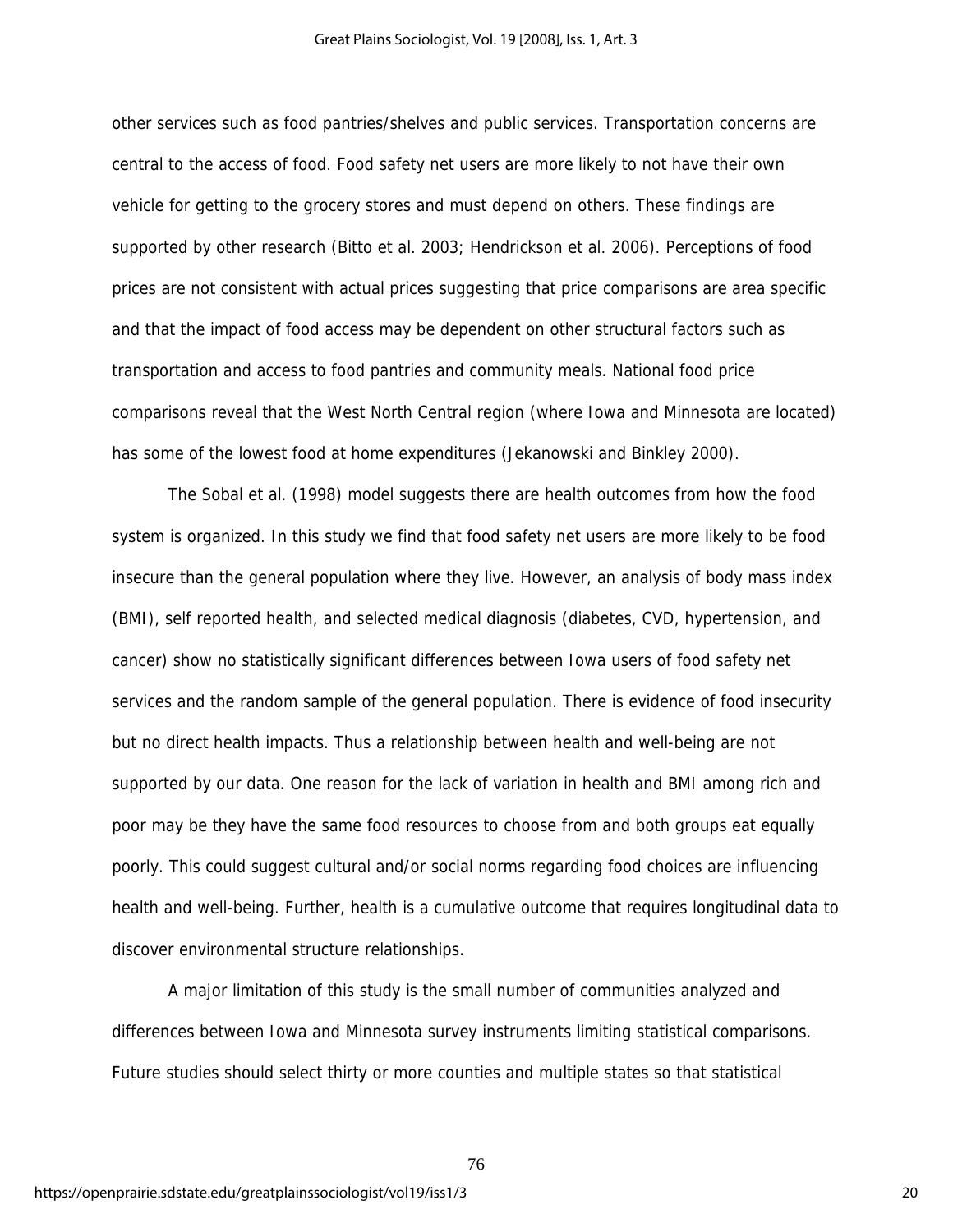other services such as food pantries/shelves and public services. Transportation concerns are central to the access of food. Food safety net users are more likely to not have their own vehicle for getting to the grocery stores and must depend on others. These findings are supported by other research (Bitto et al. 2003; Hendrickson et al. 2006). Perceptions of food prices are not consistent with actual prices suggesting that price comparisons are area specific and that the impact of food access may be dependent on other structural factors such as transportation and access to food pantries and community meals. National food price comparisons reveal that the West North Central region (where Iowa and Minnesota are located) has some of the lowest food at home expenditures (Jekanowski and Binkley 2000).

The Sobal et al. (1998) model suggests there are health outcomes from how the food system is organized. In this study we find that food safety net users are more likely to be food insecure than the general population where they live. However, an analysis of body mass index (BMI), self reported health, and selected medical diagnosis (diabetes, CVD, hypertension, and cancer) show no statistically significant differences between Iowa users of food safety net services and the random sample of the general population. There is evidence of food insecurity but no direct health impacts. Thus a relationship between health and well-being are not supported by our data. One reason for the lack of variation in health and BMI among rich and poor may be they have the same food resources to choose from and both groups eat equally poorly. This could suggest cultural and/or social norms regarding food choices are influencing health and well-being. Further, health is a cumulative outcome that requires longitudinal data to discover environmental structure relationships.

A major limitation of this study is the small number of communities analyzed and differences between Iowa and Minnesota survey instruments limiting statistical comparisons. Future studies should select thirty or more counties and multiple states so that statistical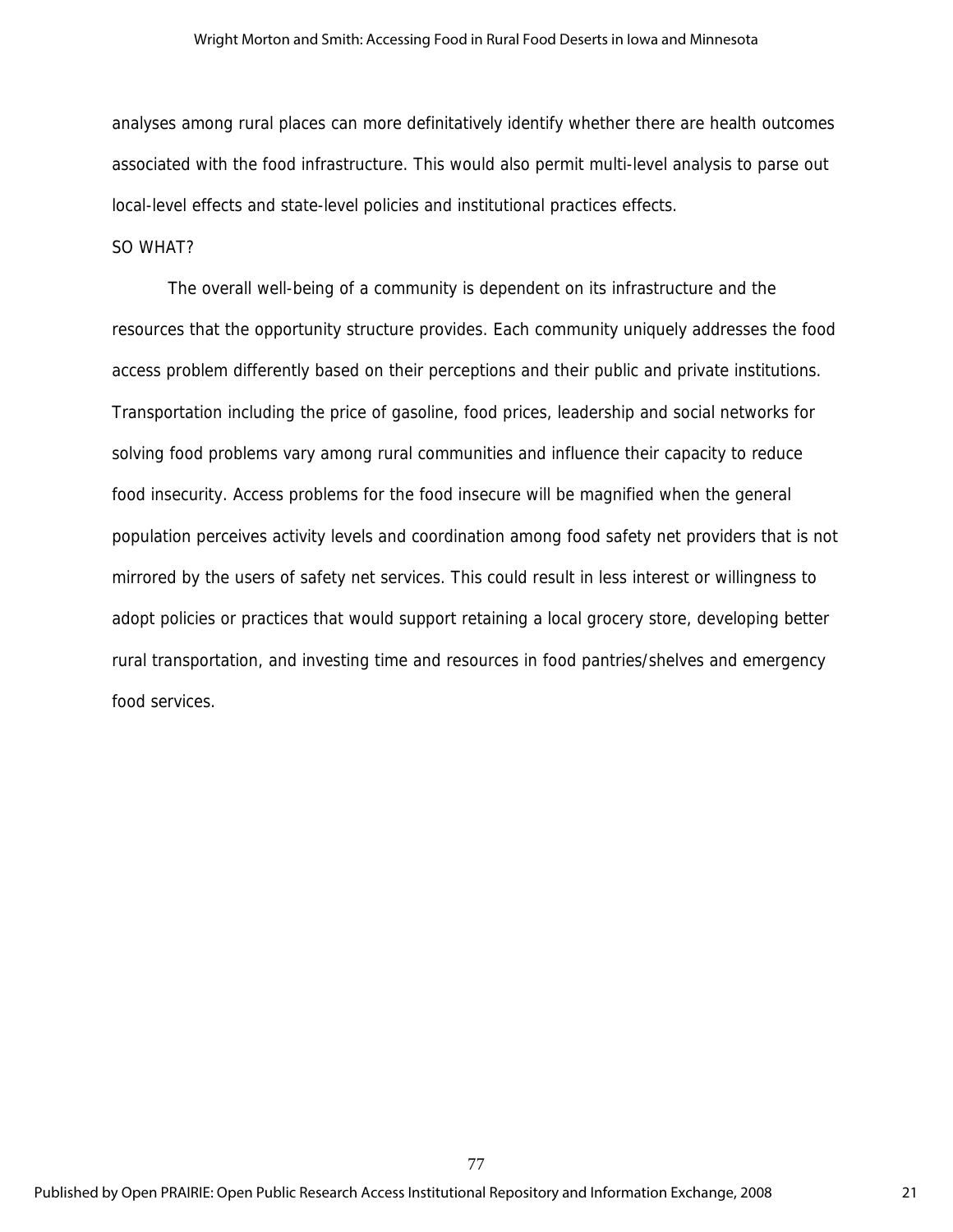analyses among rural places can more definitatively identify whether there are health outcomes associated with the food infrastructure. This would also permit multi-level analysis to parse out local-level effects and state-level policies and institutional practices effects.

## SO WHAT?

The overall well-being of a community is dependent on its infrastructure and the resources that the opportunity structure provides. Each community uniquely addresses the food access problem differently based on their perceptions and their public and private institutions. Transportation including the price of gasoline, food prices, leadership and social networks for solving food problems vary among rural communities and influence their capacity to reduce food insecurity. Access problems for the food insecure will be magnified when the general population perceives activity levels and coordination among food safety net providers that is not mirrored by the users of safety net services. This could result in less interest or willingness to adopt policies or practices that would support retaining a local grocery store, developing better rural transportation, and investing time and resources in food pantries/shelves and emergency food services.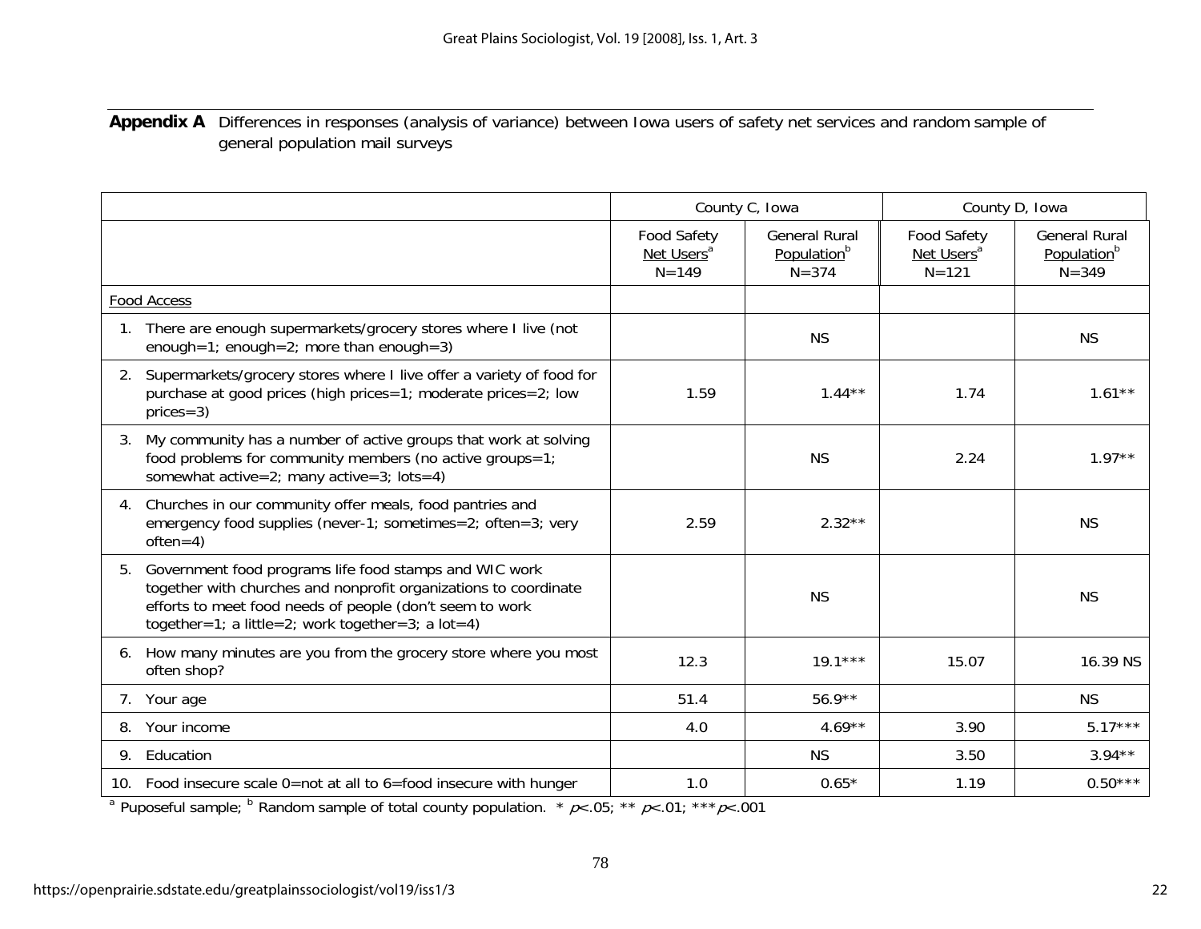**Appendix A** Differences in responses (analysis of variance) between Iowa users of safety net services and random sample of general population mail surveys

| | County C, Iowa | | County D, Iowa | |
|---|---|---|---|---|
| | Food Safety Net Users[a] N=149 | General Rural Population[b] N=374 | Food Safety Net Users[a] N=121 | General Rural Population[b] N=349 |
| Food Access | | | | |
| 1. There are enough supermarkets/grocery stores where I live (not enough=1; enough=2; more than enough=3) | | NS | | NS |
| 2. Supermarkets/grocery stores where I live offer a variety of food for purchase at good prices (high prices=1; moderate prices=2; low prices=3) | 1.59 | 1.44** | 1.74 | 1.61** |
| 3. My community has a number of active groups that work at solving food problems for community members (no active groups=1; somewhat active=2; many active=3; lots=4) | | NS | 2.24 | 1.97** |
| 4. Churches in our community offer meals, food pantries and emergency food supplies (never-1; sometimes=2; often=3; very often=4) | 2.59 | 2.32** | | NS |
| 5. Government food programs life food stamps and WIC work together with churches and nonprofit organizations to coordinate efforts to meet food needs of people (don't seem to work together=1; a little=2; work together=3; a lot=4) | | NS | | NS |
| 6. How many minutes are you from the grocery store where you most often shop? | 12.3 | 19.1*** | 15.07 | 16.39 NS |
| 7. Your age | 51.4 | 56.9** | | NS |
| 8. Your income | 4.0 | 4.69** | 3.90 | 5.17*** |
| 9. Education | | NS | 3.50 | 3.94** |
| 10. Food insecure scale 0=not at all to 6=food insecure with hunger | 1.0 | 0.65* | 1.19 | 0.50*** |

[a] Puposeful sample; [b] Random sample of total county population. * $p<.05$; ** $p<.01$; *** $p<.001$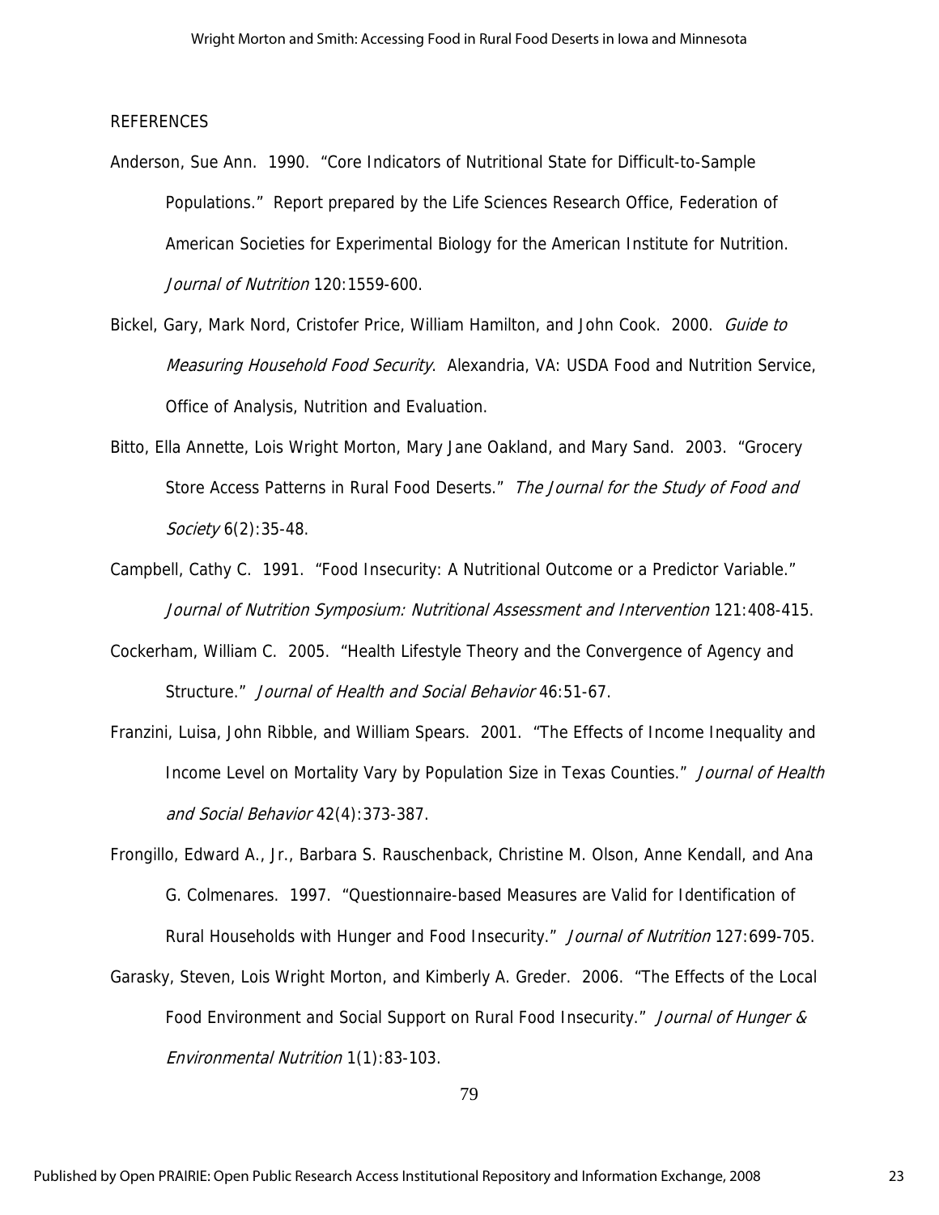## REFERENCES

Anderson, Sue Ann. 1990. "Core Indicators of Nutritional State for Difficult-to-Sample Populations." Report prepared by the Life Sciences Research Office, Federation of American Societies for Experimental Biology for the American Institute for Nutrition. *Journal of Nutrition* 120:1559-600.

Bickel, Gary, Mark Nord, Cristofer Price, William Hamilton, and John Cook. 2000. *Guide to Measuring Household Food Security*. Alexandria, VA: USDA Food and Nutrition Service, Office of Analysis, Nutrition and Evaluation.

Bitto, Ella Annette, Lois Wright Morton, Mary Jane Oakland, and Mary Sand. 2003. "Grocery Store Access Patterns in Rural Food Deserts." *The Journal for the Study of Food and Society* 6(2):35-48.

Campbell, Cathy C. 1991. "Food Insecurity: A Nutritional Outcome or a Predictor Variable." *Journal of Nutrition Symposium: Nutritional Assessment and Intervention* 121:408-415.

Cockerham, William C. 2005. "Health Lifestyle Theory and the Convergence of Agency and Structure." *Journal of Health and Social Behavior* 46:51-67.

Franzini, Luisa, John Ribble, and William Spears. 2001. "The Effects of Income Inequality and Income Level on Mortality Vary by Population Size in Texas Counties." *Journal of Health and Social Behavior* 42(4):373-387.

Frongillo, Edward A., Jr., Barbara S. Rauschenback, Christine M. Olson, Anne Kendall, and Ana G. Colmenares. 1997. "Questionnaire-based Measures are Valid for Identification of Rural Households with Hunger and Food Insecurity." *Journal of Nutrition* 127:699-705.

Garasky, Steven, Lois Wright Morton, and Kimberly A. Greder. 2006. "The Effects of the Local Food Environment and Social Support on Rural Food Insecurity." *Journal of Hunger & Environmental Nutrition* 1(1):83-103.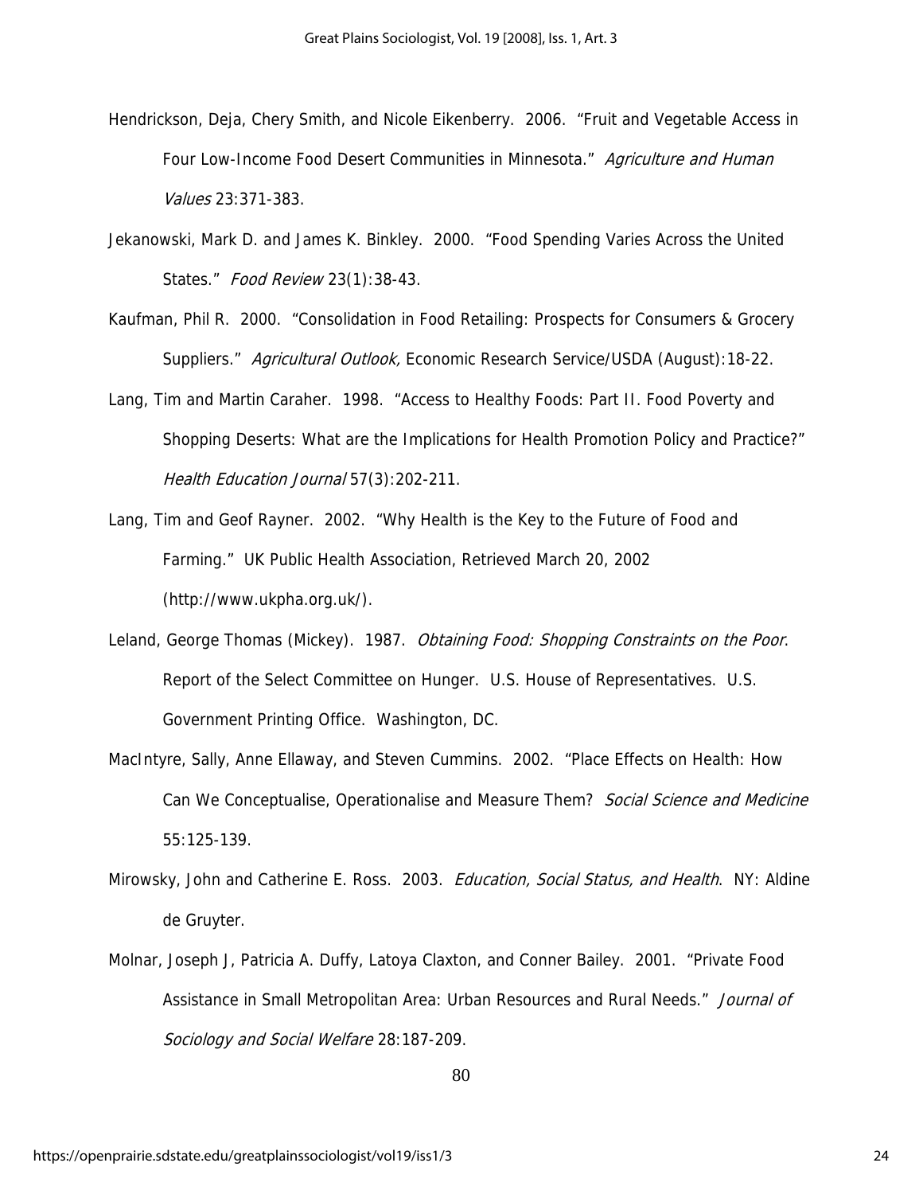Hendrickson, Deja, Chery Smith, and Nicole Eikenberry. 2006. "Fruit and Vegetable Access in Four Low-Income Food Desert Communities in Minnesota." *Agriculture and Human Values* 23:371-383.

Jekanowski, Mark D. and James K. Binkley. 2000. "Food Spending Varies Across the United States." *Food Review* 23(1):38-43.

Kaufman, Phil R. 2000. "Consolidation in Food Retailing: Prospects for Consumers & Grocery Suppliers." *Agricultural Outlook,* Economic Research Service/USDA (August):18-22.

Lang, Tim and Martin Caraher. 1998. "Access to Healthy Foods: Part II. Food Poverty and Shopping Deserts: What are the Implications for Health Promotion Policy and Practice?" *Health Education Journal* 57(3):202-211.

Lang, Tim and Geof Rayner. 2002. "Why Health is the Key to the Future of Food and Farming." UK Public Health Association, Retrieved March 20, 2002 (http://www.ukpha.org.uk/).

Leland, George Thomas (Mickey). 1987. *Obtaining Food: Shopping Constraints on the Poor*. Report of the Select Committee on Hunger. U.S. House of Representatives. U.S. Government Printing Office. Washington, DC.

MacIntyre, Sally, Anne Ellaway, and Steven Cummins. 2002. "Place Effects on Health: How Can We Conceptualise, Operationalise and Measure Them? *Social Science and Medicine* 55:125-139.

Mirowsky, John and Catherine E. Ross. 2003. *Education, Social Status, and Health*. NY: Aldine de Gruyter.

Molnar, Joseph J, Patricia A. Duffy, Latoya Claxton, and Conner Bailey. 2001. "Private Food Assistance in Small Metropolitan Area: Urban Resources and Rural Needs." *Journal of Sociology and Social Welfare* 28:187-209.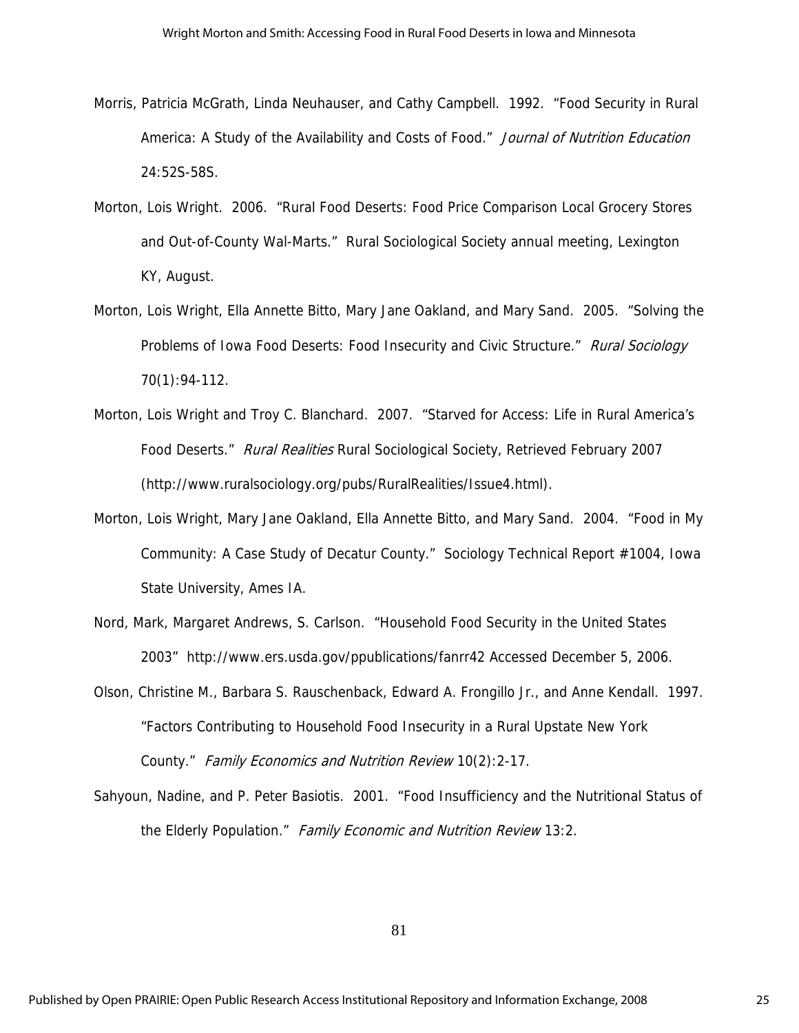Morris, Patricia McGrath, Linda Neuhauser, and Cathy Campbell. 1992. "Food Security in Rural America: A Study of the Availability and Costs of Food." *Journal of Nutrition Education* 24:52S-58S.

Morton, Lois Wright. 2006. "Rural Food Deserts: Food Price Comparison Local Grocery Stores and Out-of-County Wal-Marts." Rural Sociological Society annual meeting, Lexington KY, August.

Morton, Lois Wright, Ella Annette Bitto, Mary Jane Oakland, and Mary Sand. 2005. "Solving the Problems of Iowa Food Deserts: Food Insecurity and Civic Structure." *Rural Sociology* 70(1):94-112.

Morton, Lois Wright and Troy C. Blanchard. 2007. "Starved for Access: Life in Rural America's Food Deserts." *Rural Realities* Rural Sociological Society, Retrieved February 2007 (http://www.ruralsociology.org/pubs/RuralRealities/Issue4.html).

Morton, Lois Wright, Mary Jane Oakland, Ella Annette Bitto, and Mary Sand. 2004. "Food in My Community: A Case Study of Decatur County." Sociology Technical Report #1004, Iowa State University, Ames IA.

Nord, Mark, Margaret Andrews, S. Carlson. "Household Food Security in the United States 2003" http://www.ers.usda.gov/ppublications/fanrr42 Accessed December 5, 2006.

Olson, Christine M., Barbara S. Rauschenback, Edward A. Frongillo Jr., and Anne Kendall. 1997. "Factors Contributing to Household Food Insecurity in a Rural Upstate New York County." *Family Economics and Nutrition Review* 10(2):2-17.

Sahyoun, Nadine, and P. Peter Basiotis. 2001. "Food Insufficiency and the Nutritional Status of the Elderly Population." *Family Economic and Nutrition Review* 13:2.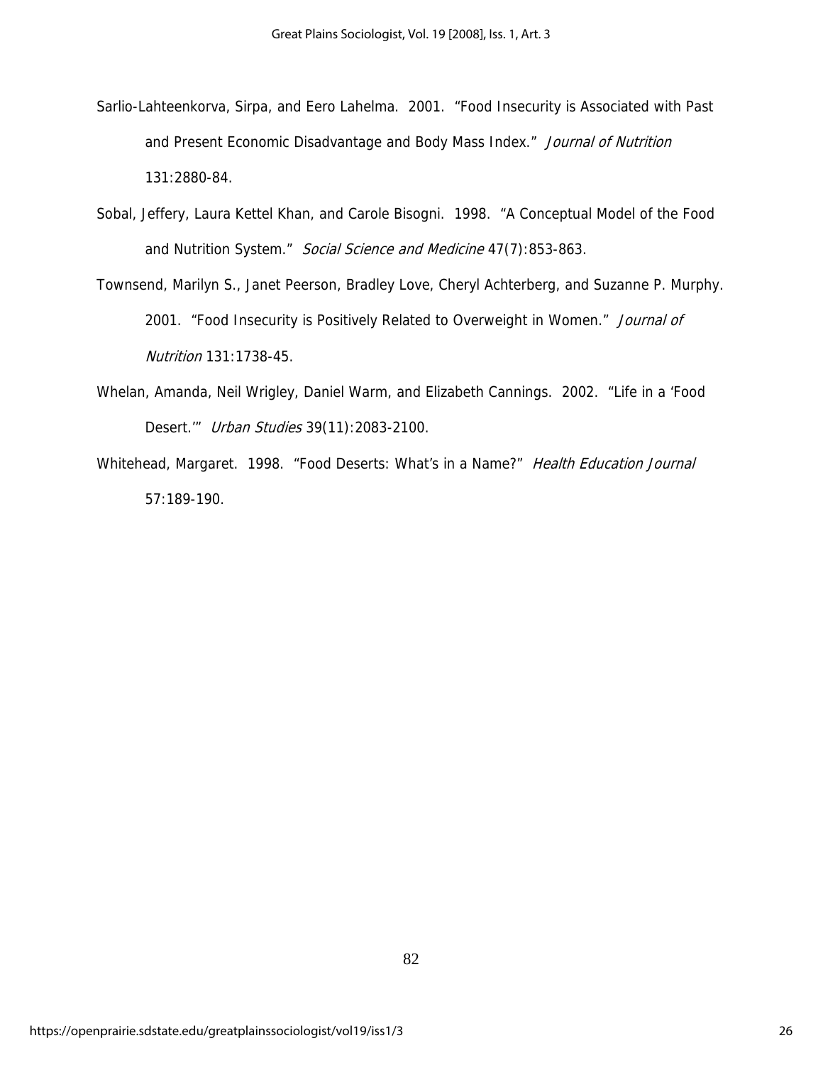Sarlio-Lahteenkorva, Sirpa, and Eero Lahelma. 2001. "Food Insecurity is Associated with Past and Present Economic Disadvantage and Body Mass Index." *Journal of Nutrition* 131:2880-84.

Sobal, Jeffery, Laura Kettel Khan, and Carole Bisogni. 1998. "A Conceptual Model of the Food and Nutrition System." *Social Science and Medicine* 47(7):853-863.

Townsend, Marilyn S., Janet Peerson, Bradley Love, Cheryl Achterberg, and Suzanne P. Murphy. 2001. "Food Insecurity is Positively Related to Overweight in Women." *Journal of Nutrition* 131:1738-45.

Whelan, Amanda, Neil Wrigley, Daniel Warm, and Elizabeth Cannings. 2002. "Life in a 'Food Desert.'" *Urban Studies* 39(11):2083-2100.

Whitehead, Margaret. 1998. "Food Deserts: What's in a Name?" *Health Education Journal* 57:189-190.